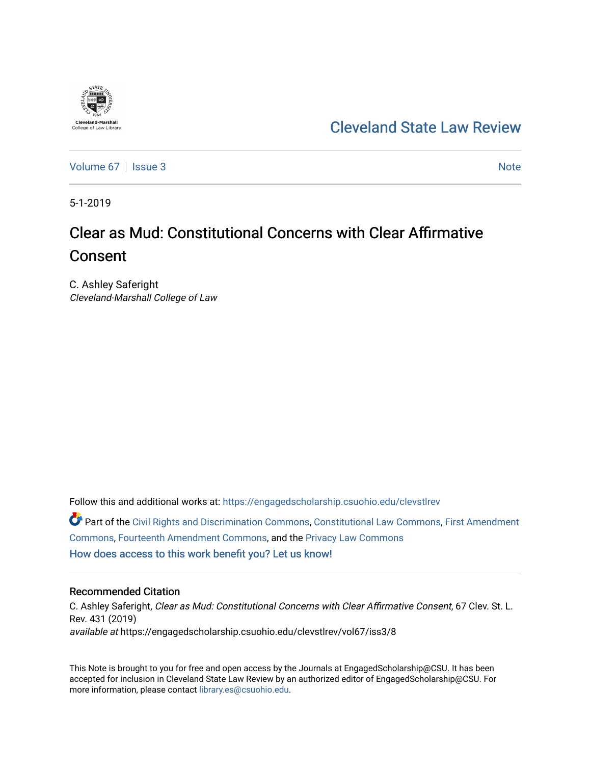Cleveland-Marshall College of Law Library

# Cleveland State Law Review

Volume 67 | Issue 3 — Note

5-1-2019

# Clear as Mud: Constitutional Concerns with Clear Affirmative Consent

C. Ashley Saferight
*Cleveland-Marshall College of Law*

Follow this and additional works at: https://engagedscholarship.csuohio.edu/clevstlrev

Part of the Civil Rights and Discrimination Commons, Constitutional Law Commons, First Amendment Commons, Fourteenth Amendment Commons, and the Privacy Law Commons

How does access to this work benefit you? Let us know!

## Recommended Citation

C. Ashley Saferight, *Clear as Mud: Constitutional Concerns with Clear Affirmative Consent*, 67 Clev. St. L. Rev. 431 (2019)
*available at* https://engagedscholarship.csuohio.edu/clevstlrev/vol67/iss3/8

This Note is brought to you for free and open access by the Journals at EngagedScholarship@CSU. It has been accepted for inclusion in Cleveland State Law Review by an authorized editor of EngagedScholarship@CSU. For more information, please contact library.es@csuohio.edu.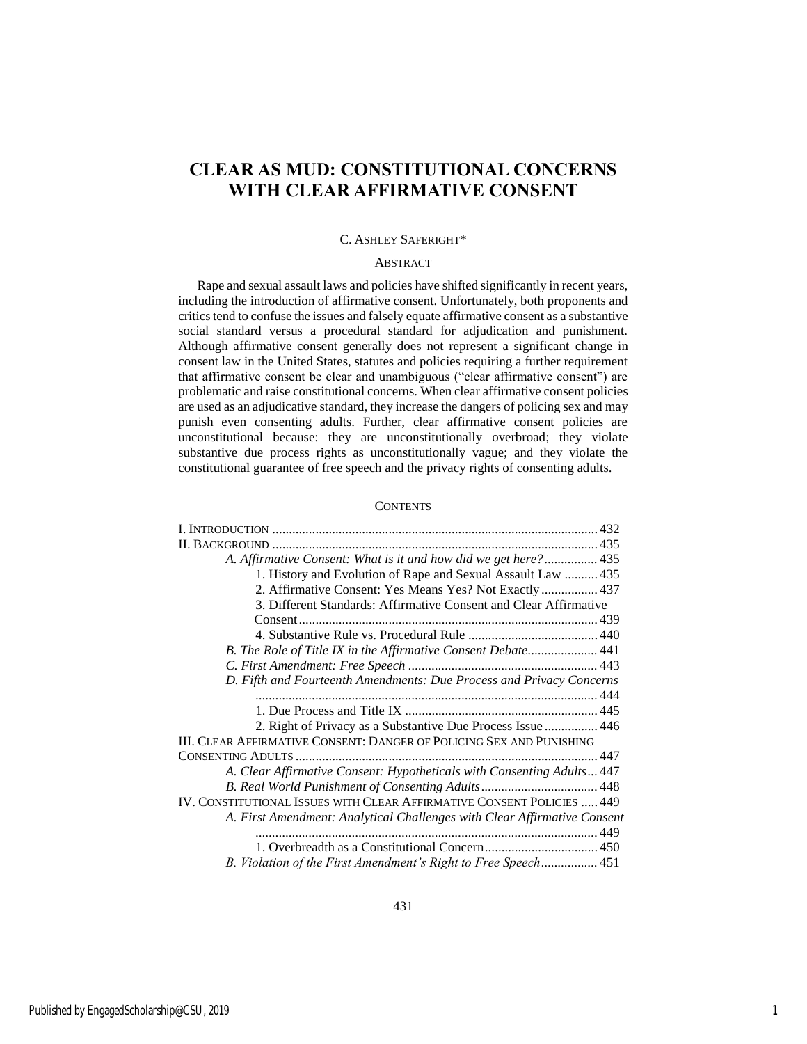# CLEAR AS MUD: CONSTITUTIONAL CONCERNS WITH CLEAR AFFIRMATIVE CONSENT

C. ASHLEY SAFERIGHT*

## ABSTRACT

Rape and sexual assault laws and policies have shifted significantly in recent years, including the introduction of affirmative consent. Unfortunately, both proponents and critics tend to confuse the issues and falsely equate affirmative consent as a substantive social standard versus a procedural standard for adjudication and punishment. Although affirmative consent generally does not represent a significant change in consent law in the United States, statutes and policies requiring a further requirement that affirmative consent be clear and unambiguous ("clear affirmative consent") are problematic and raise constitutional concerns. When clear affirmative consent policies are used as an adjudicative standard, they increase the dangers of policing sex and may punish even consenting adults. Further, clear affirmative consent policies are unconstitutional because: they are unconstitutionally overbroad; they violate substantive due process rights as unconstitutionally vague; and they violate the constitutional guarantee of free speech and the privacy rights of consenting adults.

## CONTENTS

I. INTRODUCTION ..... 432
II. BACKGROUND ..... 435
  *A. Affirmative Consent: What is it and how did we get here?* ..... 435
    1. History and Evolution of Rape and Sexual Assault Law ..... 435
    2. Affirmative Consent: Yes Means Yes? Not Exactly ..... 437
    3. Different Standards: Affirmative Consent and Clear Affirmative Consent ..... 439
    4. Substantive Rule vs. Procedural Rule ..... 440
  *B. The Role of Title IX in the Affirmative Consent Debate* ..... 441
  *C. First Amendment: Free Speech* ..... 443
  *D. Fifth and Fourteenth Amendments: Due Process and Privacy Concerns* ..... 444
    1. Due Process and Title IX ..... 445
    2. Right of Privacy as a Substantive Due Process Issue ..... 446
III. CLEAR AFFIRMATIVE CONSENT: DANGER OF POLICING SEX AND PUNISHING CONSENTING ADULTS ..... 447
  *A. Clear Affirmative Consent: Hypotheticals with Consenting Adults* ..... 447
  *B. Real World Punishment of Consenting Adults* ..... 448
IV. CONSTITUTIONAL ISSUES WITH CLEAR AFFIRMATIVE CONSENT POLICIES ..... 449
  *A. First Amendment: Analytical Challenges with Clear Affirmative Consent* ..... 449
    1. Overbreadth as a Constitutional Concern ..... 450
  *B. Violation of the First Amendment's Right to Free Speech* ..... 451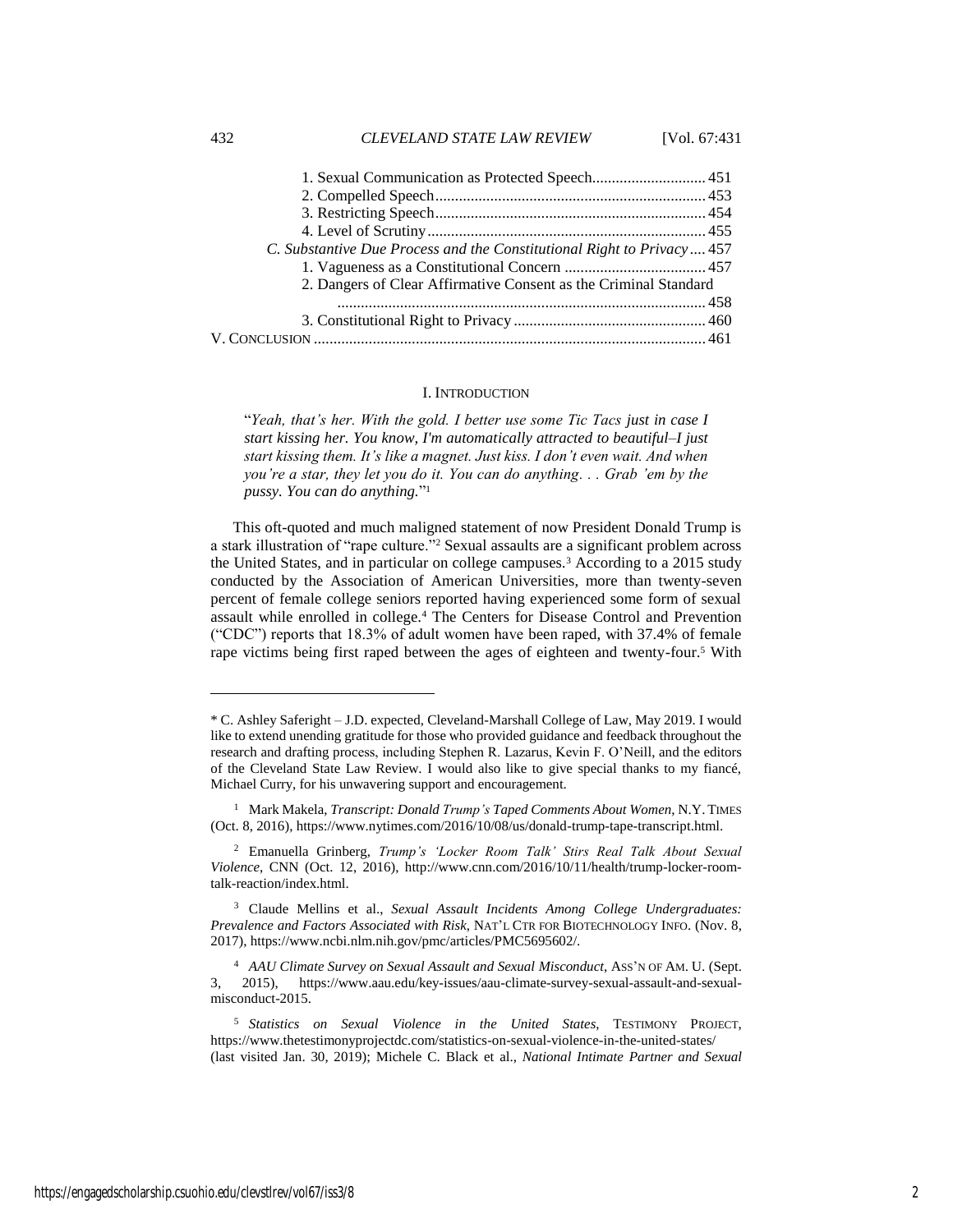1. Sexual Communication as Protected Speech ............................ 451
2. Compelled Speech .................................................................... 453
3. Restricting Speech .................................................................... 454
4. Level of Scrutiny ...................................................................... 455

*C. Substantive Due Process and the Constitutional Right to Privacy* .... 457

1. Vagueness as a Constitutional Concern .................................... 457
2. Dangers of Clear Affirmative Consent as the Criminal Standard ............................................................................................. 458
3. Constitutional Right to Privacy ................................................ 460

V. CONCLUSION ................................................................................................... 461

## I. INTRODUCTION

> "*Yeah, that's her. With the gold. I better use some Tic Tacs just in case I start kissing her. You know, I'm automatically attracted to beautiful–I just start kissing them. It's like a magnet. Just kiss. I don't even wait. And when you're a star, they let you do it. You can do anything. . . Grab 'em by the pussy. You can do anything.*"[1]

This oft-quoted and much maligned statement of now President Donald Trump is a stark illustration of "rape culture."[2] Sexual assaults are a significant problem across the United States, and in particular on college campuses.[3] According to a 2015 study conducted by the Association of American Universities, more than twenty-seven percent of female college seniors reported having experienced some form of sexual assault while enrolled in college.[4] The Centers for Disease Control and Prevention ("CDC") reports that 18.3% of adult women have been raped, with 37.4% of female rape victims being first raped between the ages of eighteen and twenty-four.[5] With

---

\* C. Ashley Saferight – J.D. expected, Cleveland-Marshall College of Law, May 2019. I would like to extend unending gratitude for those who provided guidance and feedback throughout the research and drafting process, including Stephen R. Lazarus, Kevin F. O'Neill, and the editors of the Cleveland State Law Review. I would also like to give special thanks to my fiancé, Michael Curry, for his unwavering support and encouragement.

[1] Mark Makela, *Transcript: Donald Trump's Taped Comments About Women*, N.Y. TIMES (Oct. 8, 2016), https://www.nytimes.com/2016/10/08/us/donald-trump-tape-transcript.html.

[2] Emanuella Grinberg, *Trump's 'Locker Room Talk' Stirs Real Talk About Sexual Violence*, CNN (Oct. 12, 2016), http://www.cnn.com/2016/10/11/health/trump-locker-room-talk-reaction/index.html.

[3] Claude Mellins et al., *Sexual Assault Incidents Among College Undergraduates: Prevalence and Factors Associated with Risk*, NAT'L CTR FOR BIOTECHNOLOGY INFO. (Nov. 8, 2017), https://www.ncbi.nlm.nih.gov/pmc/articles/PMC5695602/.

[4] *AAU Climate Survey on Sexual Assault and Sexual Misconduct*, ASS'N OF AM. U. (Sept. 3, 2015), https://www.aau.edu/key-issues/aau-climate-survey-sexual-assault-and-sexual-misconduct-2015.

[5] *Statistics on Sexual Violence in the United States*, TESTIMONY PROJECT, https://www.thetestimonyprojectdc.com/statistics-on-sexual-violence-in-the-united-states/ (last visited Jan. 30, 2019); Michele C. Black et al., *National Intimate Partner and Sexual*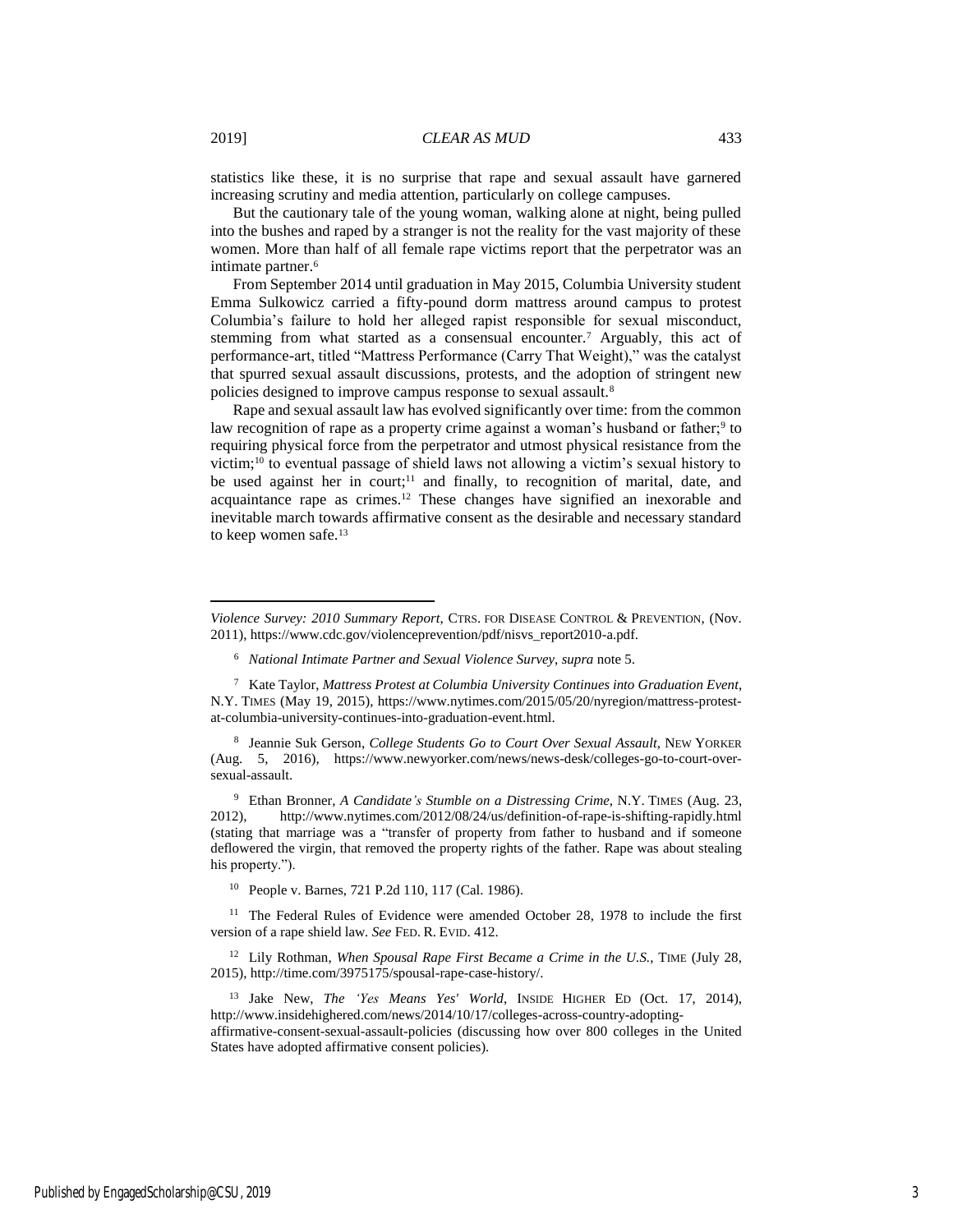statistics like these, it is no surprise that rape and sexual assault have garnered increasing scrutiny and media attention, particularly on college campuses.

But the cautionary tale of the young woman, walking alone at night, being pulled into the bushes and raped by a stranger is not the reality for the vast majority of these women. More than half of all female rape victims report that the perpetrator was an intimate partner.[6]

From September 2014 until graduation in May 2015, Columbia University student Emma Sulkowicz carried a fifty-pound dorm mattress around campus to protest Columbia's failure to hold her alleged rapist responsible for sexual misconduct, stemming from what started as a consensual encounter.[7] Arguably, this act of performance-art, titled "Mattress Performance (Carry That Weight)," was the catalyst that spurred sexual assault discussions, protests, and the adoption of stringent new policies designed to improve campus response to sexual assault.[8]

Rape and sexual assault law has evolved significantly over time: from the common law recognition of rape as a property crime against a woman's husband or father;[9] to requiring physical force from the perpetrator and utmost physical resistance from the victim;[10] to eventual passage of shield laws not allowing a victim's sexual history to be used against her in court;[11] and finally, to recognition of marital, date, and acquaintance rape as crimes.[12] These changes have signified an inexorable and inevitable march towards affirmative consent as the desirable and necessary standard to keep women safe.[13]

---

*Violence Survey: 2010 Summary Report*, CTRS. FOR DISEASE CONTROL & PREVENTION, (Nov. 2011), https://www.cdc.gov/violenceprevention/pdf/nisvs_report2010-a.pdf.

[6] *National Intimate Partner and Sexual Violence Survey*, *supra* note 5.

[7] Kate Taylor, *Mattress Protest at Columbia University Continues into Graduation Event*, N.Y. TIMES (May 19, 2015), https://www.nytimes.com/2015/05/20/nyregion/mattress-protest-at-columbia-university-continues-into-graduation-event.html.

[8] Jeannie Suk Gerson, *College Students Go to Court Over Sexual Assault*, NEW YORKER (Aug. 5, 2016), https://www.newyorker.com/news/news-desk/colleges-go-to-court-over-sexual-assault.

[9] Ethan Bronner, *A Candidate's Stumble on a Distressing Crime*, N.Y. TIMES (Aug. 23, 2012), http://www.nytimes.com/2012/08/24/us/definition-of-rape-is-shifting-rapidly.html (stating that marriage was a "transfer of property from father to husband and if someone deflowered the virgin, that removed the property rights of the father. Rape was about stealing his property.").

[10] People v. Barnes, 721 P.2d 110, 117 (Cal. 1986).

[11] The Federal Rules of Evidence were amended October 28, 1978 to include the first version of a rape shield law. *See* FED. R. EVID. 412.

[12] Lily Rothman, *When Spousal Rape First Became a Crime in the U.S.*, TIME (July 28, 2015), http://time.com/3975175/spousal-rape-case-history/.

[13] Jake New, *The 'Yes Means Yes' World*, INSIDE HIGHER ED (Oct. 17, 2014), http://www.insidehighered.com/news/2014/10/17/colleges-across-country-adopting-affirmative-consent-sexual-assault-policies (discussing how over 800 colleges in the United States have adopted affirmative consent policies).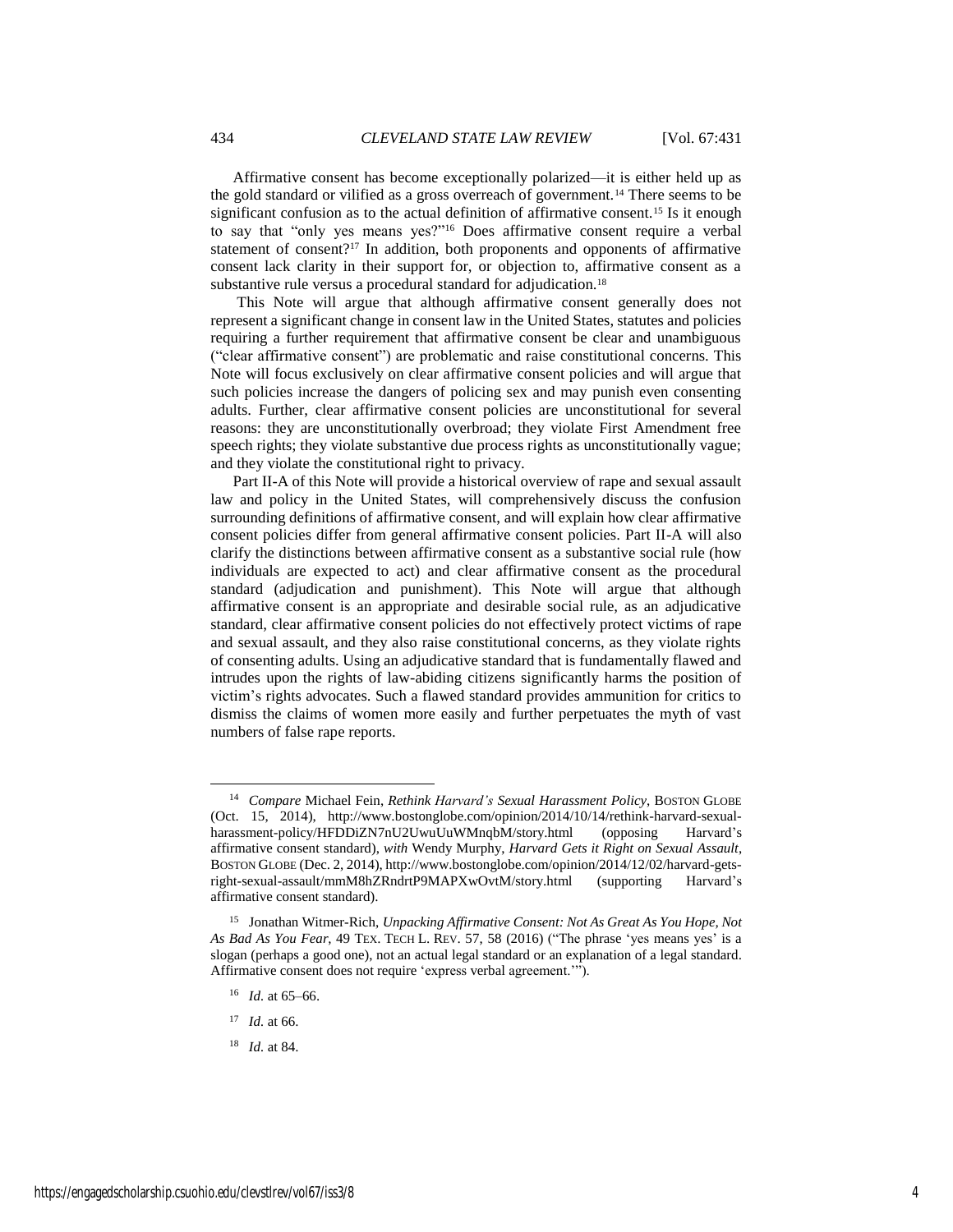Affirmative consent has become exceptionally polarized—it is either held up as the gold standard or vilified as a gross overreach of government.[14] There seems to be significant confusion as to the actual definition of affirmative consent.[15] Is it enough to say that "only yes means yes?"[16] Does affirmative consent require a verbal statement of consent?[17] In addition, both proponents and opponents of affirmative consent lack clarity in their support for, or objection to, affirmative consent as a substantive rule versus a procedural standard for adjudication.[18]

This Note will argue that although affirmative consent generally does not represent a significant change in consent law in the United States, statutes and policies requiring a further requirement that affirmative consent be clear and unambiguous ("clear affirmative consent") are problematic and raise constitutional concerns. This Note will focus exclusively on clear affirmative consent policies and will argue that such policies increase the dangers of policing sex and may punish even consenting adults. Further, clear affirmative consent policies are unconstitutional for several reasons: they are unconstitutionally overbroad; they violate First Amendment free speech rights; they violate substantive due process rights as unconstitutionally vague; and they violate the constitutional right to privacy.

Part II-A of this Note will provide a historical overview of rape and sexual assault law and policy in the United States, will comprehensively discuss the confusion surrounding definitions of affirmative consent, and will explain how clear affirmative consent policies differ from general affirmative consent policies. Part II-A will also clarify the distinctions between affirmative consent as a substantive social rule (how individuals are expected to act) and clear affirmative consent as the procedural standard (adjudication and punishment). This Note will argue that although affirmative consent is an appropriate and desirable social rule, as an adjudicative standard, clear affirmative consent policies do not effectively protect victims of rape and sexual assault, and they also raise constitutional concerns, as they violate rights of consenting adults. Using an adjudicative standard that is fundamentally flawed and intrudes upon the rights of law-abiding citizens significantly harms the position of victim's rights advocates. Such a flawed standard provides ammunition for critics to dismiss the claims of women more easily and further perpetuates the myth of vast numbers of false rape reports.

---

[14] *Compare* Michael Fein, *Rethink Harvard's Sexual Harassment Policy*, BOSTON GLOBE (Oct. 15, 2014), http://www.bostonglobe.com/opinion/2014/10/14/rethink-harvard-sexual-harassment-policy/HFDDiZN7nU2UwuUuWMnqbM/story.html (opposing Harvard's affirmative consent standard), *with* Wendy Murphy, *Harvard Gets it Right on Sexual Assault*, BOSTON GLOBE (Dec. 2, 2014), http://www.bostonglobe.com/opinion/2014/12/02/harvard-gets-right-sexual-assault/mmM8hZRndrtP9MAPXwOvtM/story.html (supporting Harvard's affirmative consent standard).

[15] Jonathan Witmer-Rich, *Unpacking Affirmative Consent: Not As Great As You Hope, Not As Bad As You Fear*, 49 TEX. TECH L. REV. 57, 58 (2016) ("The phrase 'yes means yes' is a slogan (perhaps a good one), not an actual legal standard or an explanation of a legal standard. Affirmative consent does not require 'express verbal agreement.'").

[16] *Id.* at 65–66.

[17] *Id.* at 66.

[18] *Id.* at 84.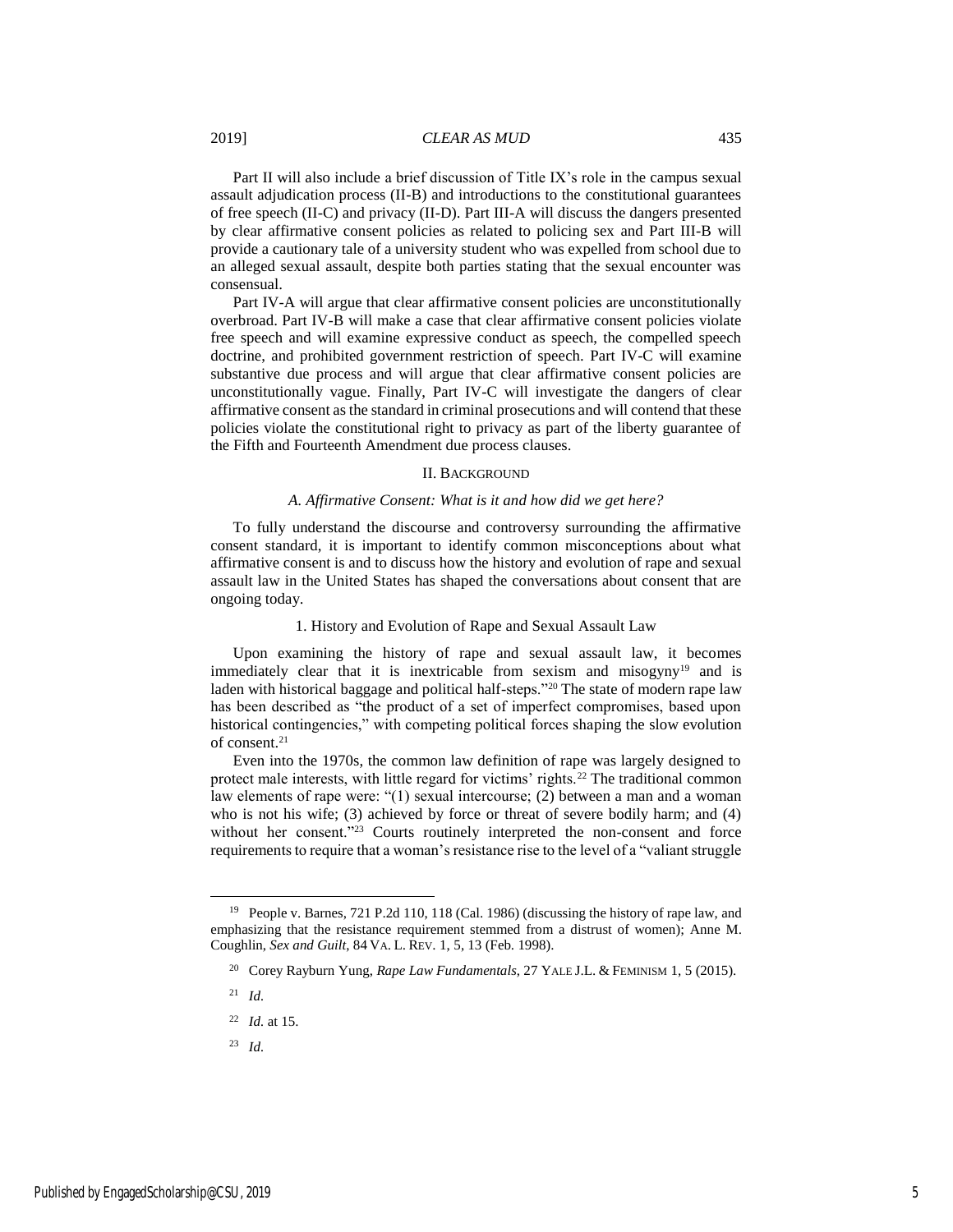Part II will also include a brief discussion of Title IX's role in the campus sexual assault adjudication process (II-B) and introductions to the constitutional guarantees of free speech (II-C) and privacy (II-D). Part III-A will discuss the dangers presented by clear affirmative consent policies as related to policing sex and Part III-B will provide a cautionary tale of a university student who was expelled from school due to an alleged sexual assault, despite both parties stating that the sexual encounter was consensual.

Part IV-A will argue that clear affirmative consent policies are unconstitutionally overbroad. Part IV-B will make a case that clear affirmative consent policies violate free speech and will examine expressive conduct as speech, the compelled speech doctrine, and prohibited government restriction of speech. Part IV-C will examine substantive due process and will argue that clear affirmative consent policies are unconstitutionally vague. Finally, Part IV-C will investigate the dangers of clear affirmative consent as the standard in criminal prosecutions and will contend that these policies violate the constitutional right to privacy as part of the liberty guarantee of the Fifth and Fourteenth Amendment due process clauses.

## II. BACKGROUND

### *A. Affirmative Consent: What is it and how did we get here?*

To fully understand the discourse and controversy surrounding the affirmative consent standard, it is important to identify common misconceptions about what affirmative consent is and to discuss how the history and evolution of rape and sexual assault law in the United States has shaped the conversations about consent that are ongoing today.

#### 1. History and Evolution of Rape and Sexual Assault Law

Upon examining the history of rape and sexual assault law, it becomes immediately clear that it is inextricable from sexism and misogyny[19] and is laden with historical baggage and political half-steps."[20] The state of modern rape law has been described as "the product of a set of imperfect compromises, based upon historical contingencies," with competing political forces shaping the slow evolution of consent.[21]

Even into the 1970s, the common law definition of rape was largely designed to protect male interests, with little regard for victims' rights.[22] The traditional common law elements of rape were: "(1) sexual intercourse; (2) between a man and a woman who is not his wife; (3) achieved by force or threat of severe bodily harm; and (4) without her consent."[23] Courts routinely interpreted the non-consent and force requirements to require that a woman's resistance rise to the level of a "valiant struggle

---

[19] People v. Barnes, 721 P.2d 110, 118 (Cal. 1986) (discussing the history of rape law, and emphasizing that the resistance requirement stemmed from a distrust of women); Anne M. Coughlin, *Sex and Guilt*, 84 VA. L. REV. 1, 5, 13 (Feb. 1998).

[20] Corey Rayburn Yung, *Rape Law Fundamentals*, 27 YALE J.L. & FEMINISM 1, 5 (2015).

[21] *Id.*

[22] *Id.* at 15.

[23] *Id.*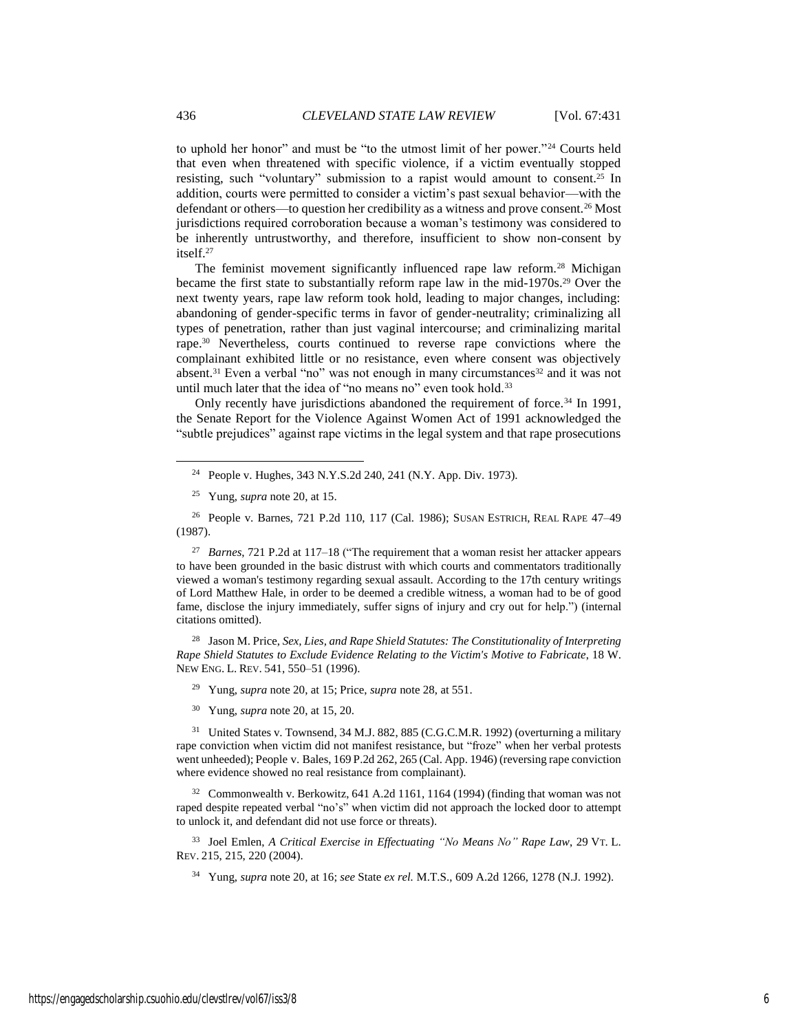to uphold her honor" and must be "to the utmost limit of her power."[24] Courts held that even when threatened with specific violence, if a victim eventually stopped resisting, such "voluntary" submission to a rapist would amount to consent.[25] In addition, courts were permitted to consider a victim's past sexual behavior—with the defendant or others—to question her credibility as a witness and prove consent.[26] Most jurisdictions required corroboration because a woman's testimony was considered to be inherently untrustworthy, and therefore, insufficient to show non-consent by itself.[27]

The feminist movement significantly influenced rape law reform.[28] Michigan became the first state to substantially reform rape law in the mid-1970s.[29] Over the next twenty years, rape law reform took hold, leading to major changes, including: abandoning of gender-specific terms in favor of gender-neutrality; criminalizing all types of penetration, rather than just vaginal intercourse; and criminalizing marital rape.[30] Nevertheless, courts continued to reverse rape convictions where the complainant exhibited little or no resistance, even where consent was objectively absent.[31] Even a verbal "no" was not enough in many circumstances[32] and it was not until much later that the idea of "no means no" even took hold.[33]

Only recently have jurisdictions abandoned the requirement of force.[34] In 1991, the Senate Report for the Violence Against Women Act of 1991 acknowledged the "subtle prejudices" against rape victims in the legal system and that rape prosecutions

---

[24] People v. Hughes, 343 N.Y.S.2d 240, 241 (N.Y. App. Div. 1973).

[25] Yung, *supra* note 20, at 15.

[26] People v. Barnes, 721 P.2d 110, 117 (Cal. 1986); SUSAN ESTRICH, REAL RAPE 47–49 (1987).

[27] *Barnes*, 721 P.2d at 117–18 ("The requirement that a woman resist her attacker appears to have been grounded in the basic distrust with which courts and commentators traditionally viewed a woman's testimony regarding sexual assault. According to the 17th century writings of Lord Matthew Hale, in order to be deemed a credible witness, a woman had to be of good fame, disclose the injury immediately, suffer signs of injury and cry out for help.") (internal citations omitted).

[28] Jason M. Price, *Sex, Lies, and Rape Shield Statutes: The Constitutionality of Interpreting Rape Shield Statutes to Exclude Evidence Relating to the Victim's Motive to Fabricate*, 18 W. NEW ENG. L. REV. 541, 550–51 (1996).

[29] Yung, *supra* note 20, at 15; Price, *supra* note 28, at 551.

[30] Yung, *supra* note 20, at 15, 20.

[31] United States v. Townsend, 34 M.J. 882, 885 (C.G.C.M.R. 1992) (overturning a military rape conviction when victim did not manifest resistance, but "froze" when her verbal protests went unheeded); People v. Bales, 169 P.2d 262, 265 (Cal. App. 1946) (reversing rape conviction where evidence showed no real resistance from complainant).

[32] Commonwealth v. Berkowitz, 641 A.2d 1161, 1164 (1994) (finding that woman was not raped despite repeated verbal "no's" when victim did not approach the locked door to attempt to unlock it, and defendant did not use force or threats).

[33] Joel Emlen, *A Critical Exercise in Effectuating "No Means No" Rape Law*, 29 VT. L. REV. 215, 215, 220 (2004).

[34] Yung, *supra* note 20, at 16; *see* State *ex rel.* M.T.S., 609 A.2d 1266, 1278 (N.J. 1992).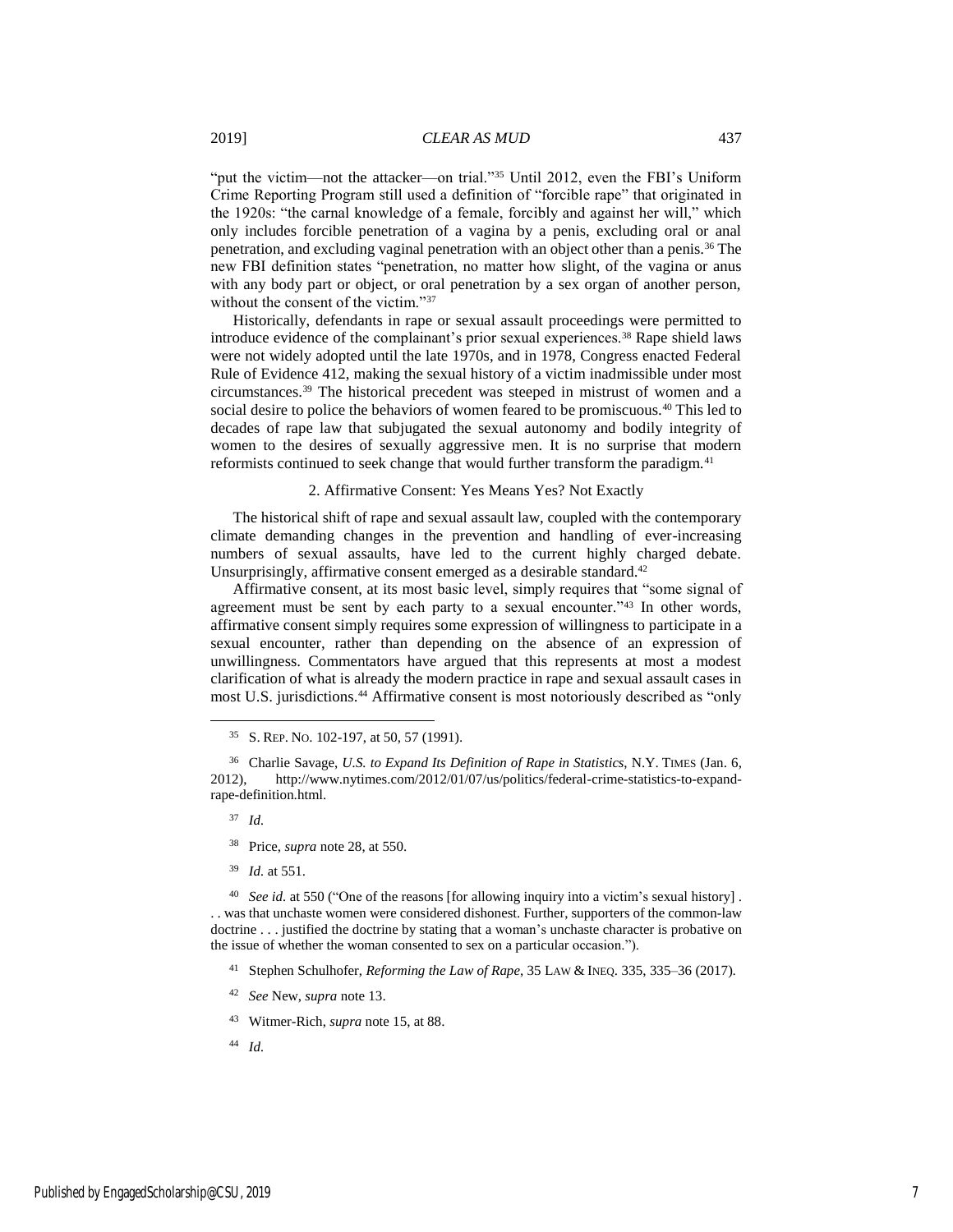"put the victim—not the attacker—on trial."[35] Until 2012, even the FBI's Uniform Crime Reporting Program still used a definition of "forcible rape" that originated in the 1920s: "the carnal knowledge of a female, forcibly and against her will," which only includes forcible penetration of a vagina by a penis, excluding oral or anal penetration, and excluding vaginal penetration with an object other than a penis.[36] The new FBI definition states "penetration, no matter how slight, of the vagina or anus with any body part or object, or oral penetration by a sex organ of another person, without the consent of the victim."[37]

Historically, defendants in rape or sexual assault proceedings were permitted to introduce evidence of the complainant's prior sexual experiences.[38] Rape shield laws were not widely adopted until the late 1970s, and in 1978, Congress enacted Federal Rule of Evidence 412, making the sexual history of a victim inadmissible under most circumstances.[39] The historical precedent was steeped in mistrust of women and a social desire to police the behaviors of women feared to be promiscuous.[40] This led to decades of rape law that subjugated the sexual autonomy and bodily integrity of women to the desires of sexually aggressive men. It is no surprise that modern reformists continued to seek change that would further transform the paradigm.[41]

### 2. Affirmative Consent: Yes Means Yes? Not Exactly

The historical shift of rape and sexual assault law, coupled with the contemporary climate demanding changes in the prevention and handling of ever-increasing numbers of sexual assaults, have led to the current highly charged debate. Unsurprisingly, affirmative consent emerged as a desirable standard.[42]

Affirmative consent, at its most basic level, simply requires that "some signal of agreement must be sent by each party to a sexual encounter."[43] In other words, affirmative consent simply requires some expression of willingness to participate in a sexual encounter, rather than depending on the absence of an expression of unwillingness. Commentators have argued that this represents at most a modest clarification of what is already the modern practice in rape and sexual assault cases in most U.S. jurisdictions.[44] Affirmative consent is most notoriously described as "only

---

[35] S. REP. NO. 102-197, at 50, 57 (1991).

[36] Charlie Savage, *U.S. to Expand Its Definition of Rape in Statistics*, N.Y. TIMES (Jan. 6, 2012), http://www.nytimes.com/2012/01/07/us/politics/federal-crime-statistics-to-expand-rape-definition.html.

[37] *Id.*

[38] Price, *supra* note 28, at 550.

[39] *Id.* at 551.

[40] *See id.* at 550 ("One of the reasons [for allowing inquiry into a victim's sexual history] . . . was that unchaste women were considered dishonest. Further, supporters of the common-law doctrine . . . justified the doctrine by stating that a woman's unchaste character is probative on the issue of whether the woman consented to sex on a particular occasion.").

[41] Stephen Schulhofer, *Reforming the Law of Rape*, 35 LAW & INEQ. 335, 335–36 (2017).

[42] *See* New, *supra* note 13.

[43] Witmer-Rich, *supra* note 15, at 88.

[44] *Id.*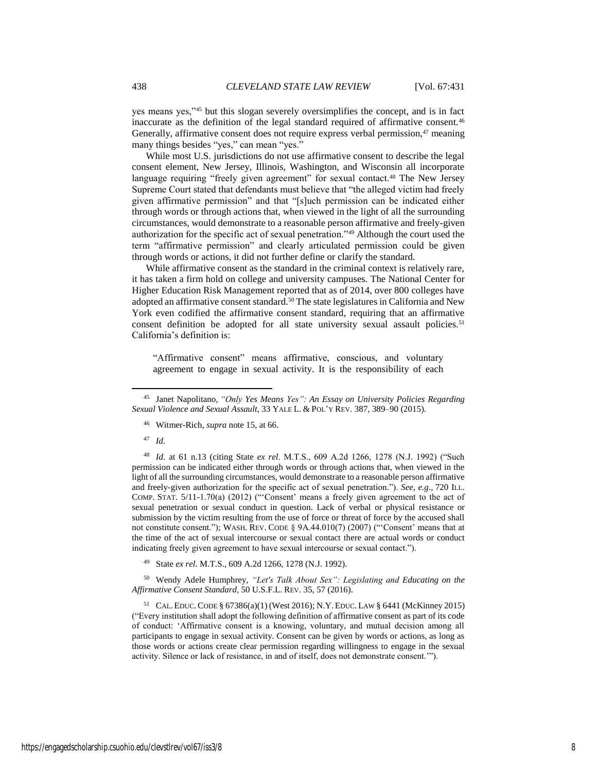yes means yes,"[45] but this slogan severely oversimplifies the concept, and is in fact inaccurate as the definition of the legal standard required of affirmative consent.[46] Generally, affirmative consent does not require express verbal permission,[47] meaning many things besides "yes," can mean "yes."

While most U.S. jurisdictions do not use affirmative consent to describe the legal consent element, New Jersey, Illinois, Washington, and Wisconsin all incorporate language requiring "freely given agreement" for sexual contact.[48] The New Jersey Supreme Court stated that defendants must believe that "the alleged victim had freely given affirmative permission" and that "[s]uch permission can be indicated either through words or through actions that, when viewed in the light of all the surrounding circumstances, would demonstrate to a reasonable person affirmative and freely-given authorization for the specific act of sexual penetration."[49] Although the court used the term "affirmative permission" and clearly articulated permission could be given through words or actions, it did not further define or clarify the standard.

While affirmative consent as the standard in the criminal context is relatively rare, it has taken a firm hold on college and university campuses. The National Center for Higher Education Risk Management reported that as of 2014, over 800 colleges have adopted an affirmative consent standard.[50] The state legislatures in California and New York even codified the affirmative consent standard, requiring that an affirmative consent definition be adopted for all state university sexual assault policies.[51] California's definition is:

> "Affirmative consent" means affirmative, conscious, and voluntary agreement to engage in sexual activity. It is the responsibility of each

---

[45] Janet Napolitano, *"Only Yes Means Yes": An Essay on University Policies Regarding Sexual Violence and Sexual Assault*, 33 YALE L. & POL'Y REV. 387, 389–90 (2015).

[46] Witmer-Rich, *supra* note 15, at 66.

[47] *Id.*

[48] *Id.* at 61 n.13 (citing State *ex rel*. M.T.S., 609 A.2d 1266, 1278 (N.J. 1992) ("Such permission can be indicated either through words or through actions that, when viewed in the light of all the surrounding circumstances, would demonstrate to a reasonable person affirmative and freely-given authorization for the specific act of sexual penetration."). *See, e.g.*, 720 ILL. COMP. STAT. 5/11-1.70(a) (2012) ("'Consent' means a freely given agreement to the act of sexual penetration or sexual conduct in question. Lack of verbal or physical resistance or submission by the victim resulting from the use of force or threat of force by the accused shall not constitute consent."); WASH. REV. CODE § 9A.44.010(7) (2007) ("'Consent' means that at the time of the act of sexual intercourse or sexual contact there are actual words or conduct indicating freely given agreement to have sexual intercourse or sexual contact.").

[49] State *ex rel*. M.T.S., 609 A.2d 1266, 1278 (N.J. 1992).

[50] Wendy Adele Humphrey, *"Let's Talk About Sex": Legislating and Educating on the Affirmative Consent Standard*, 50 U.S.F.L. REV. 35, 57 (2016).

[51] CAL. EDUC. CODE § 67386(a)(1) (West 2016); N.Y. EDUC. LAW § 6441 (McKinney 2015) ("Every institution shall adopt the following definition of affirmative consent as part of its code of conduct: 'Affirmative consent is a knowing, voluntary, and mutual decision among all participants to engage in sexual activity. Consent can be given by words or actions, as long as those words or actions create clear permission regarding willingness to engage in the sexual activity. Silence or lack of resistance, in and of itself, does not demonstrate consent.'").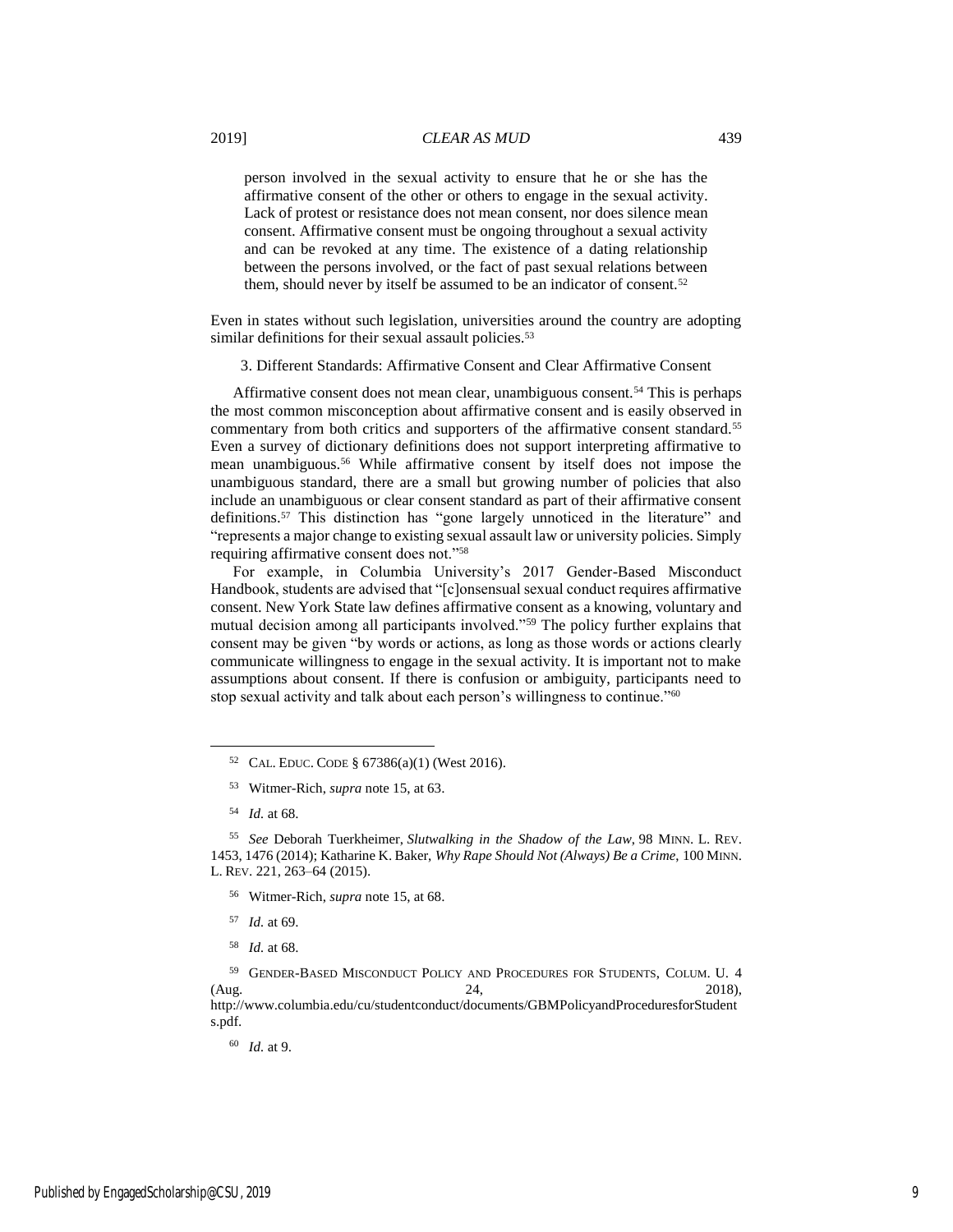> person involved in the sexual activity to ensure that he or she has the affirmative consent of the other or others to engage in the sexual activity. Lack of protest or resistance does not mean consent, nor does silence mean consent. Affirmative consent must be ongoing throughout a sexual activity and can be revoked at any time. The existence of a dating relationship between the persons involved, or the fact of past sexual relations between them, should never by itself be assumed to be an indicator of consent.[52]

Even in states without such legislation, universities around the country are adopting similar definitions for their sexual assault policies.[53]

### 3. Different Standards: Affirmative Consent and Clear Affirmative Consent

Affirmative consent does not mean clear, unambiguous consent.[54] This is perhaps the most common misconception about affirmative consent and is easily observed in commentary from both critics and supporters of the affirmative consent standard.[55] Even a survey of dictionary definitions does not support interpreting affirmative to mean unambiguous.[56] While affirmative consent by itself does not impose the unambiguous standard, there are a small but growing number of policies that also include an unambiguous or clear consent standard as part of their affirmative consent definitions.[57] This distinction has "gone largely unnoticed in the literature" and "represents a major change to existing sexual assault law or university policies. Simply requiring affirmative consent does not."[58]

For example, in Columbia University's 2017 Gender-Based Misconduct Handbook, students are advised that "[c]onsensual sexual conduct requires affirmative consent. New York State law defines affirmative consent as a knowing, voluntary and mutual decision among all participants involved."[59] The policy further explains that consent may be given "by words or actions, as long as those words or actions clearly communicate willingness to engage in the sexual activity. It is important not to make assumptions about consent. If there is confusion or ambiguity, participants need to stop sexual activity and talk about each person's willingness to continue."[60]

---

[52] CAL. EDUC. CODE § 67386(a)(1) (West 2016).

[53] Witmer-Rich, *supra* note 15, at 63.

[54] *Id.* at 68.

[55] *See* Deborah Tuerkheimer, *Slutwalking in the Shadow of the Law*, 98 MINN. L. REV. 1453, 1476 (2014); Katharine K. Baker, *Why Rape Should Not (Always) Be a Crime*, 100 MINN. L. REV. 221, 263–64 (2015).

[56] Witmer-Rich, *supra* note 15, at 68.

[57] *Id.* at 69.

[58] *Id.* at 68.

[59] GENDER-BASED MISCONDUCT POLICY AND PROCEDURES FOR STUDENTS, COLUM. U. 4 (Aug. 24, 2018), http://www.columbia.edu/cu/studentconduct/documents/GBMPolicyandProceduresforStudents.pdf.

[60] *Id.* at 9.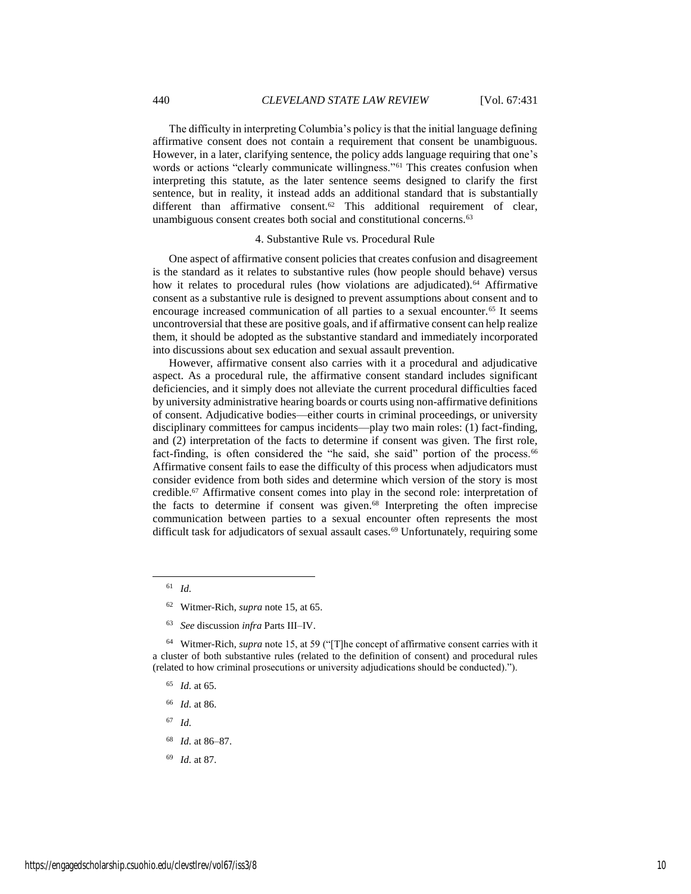The difficulty in interpreting Columbia's policy is that the initial language defining affirmative consent does not contain a requirement that consent be unambiguous. However, in a later, clarifying sentence, the policy adds language requiring that one's words or actions "clearly communicate willingness."[61] This creates confusion when interpreting this statute, as the later sentence seems designed to clarify the first sentence, but in reality, it instead adds an additional standard that is substantially different than affirmative consent.[62] This additional requirement of clear, unambiguous consent creates both social and constitutional concerns.[63]

#### 4. Substantive Rule vs. Procedural Rule

One aspect of affirmative consent policies that creates confusion and disagreement is the standard as it relates to substantive rules (how people should behave) versus how it relates to procedural rules (how violations are adjudicated).[64] Affirmative consent as a substantive rule is designed to prevent assumptions about consent and to encourage increased communication of all parties to a sexual encounter.[65] It seems uncontroversial that these are positive goals, and if affirmative consent can help realize them, it should be adopted as the substantive standard and immediately incorporated into discussions about sex education and sexual assault prevention.

However, affirmative consent also carries with it a procedural and adjudicative aspect. As a procedural rule, the affirmative consent standard includes significant deficiencies, and it simply does not alleviate the current procedural difficulties faced by university administrative hearing boards or courts using non-affirmative definitions of consent. Adjudicative bodies—either courts in criminal proceedings, or university disciplinary committees for campus incidents—play two main roles: (1) fact-finding, and (2) interpretation of the facts to determine if consent was given. The first role, fact-finding, is often considered the "he said, she said" portion of the process.[66] Affirmative consent fails to ease the difficulty of this process when adjudicators must consider evidence from both sides and determine which version of the story is most credible.[67] Affirmative consent comes into play in the second role: interpretation of the facts to determine if consent was given.[68] Interpreting the often imprecise communication between parties to a sexual encounter often represents the most difficult task for adjudicators of sexual assault cases.[69] Unfortunately, requiring some

---

[61] *Id.*

[62] Witmer-Rich, *supra* note 15, at 65.

[63] *See* discussion *infra* Parts III–IV.

[64] Witmer-Rich, *supra* note 15, at 59 ("[T]he concept of affirmative consent carries with it a cluster of both substantive rules (related to the definition of consent) and procedural rules (related to how criminal prosecutions or university adjudications should be conducted).").

[65] *Id.* at 65.

[66] *Id.* at 86.

[67] *Id.*

[68] *Id.* at 86–87.

[69] *Id.* at 87.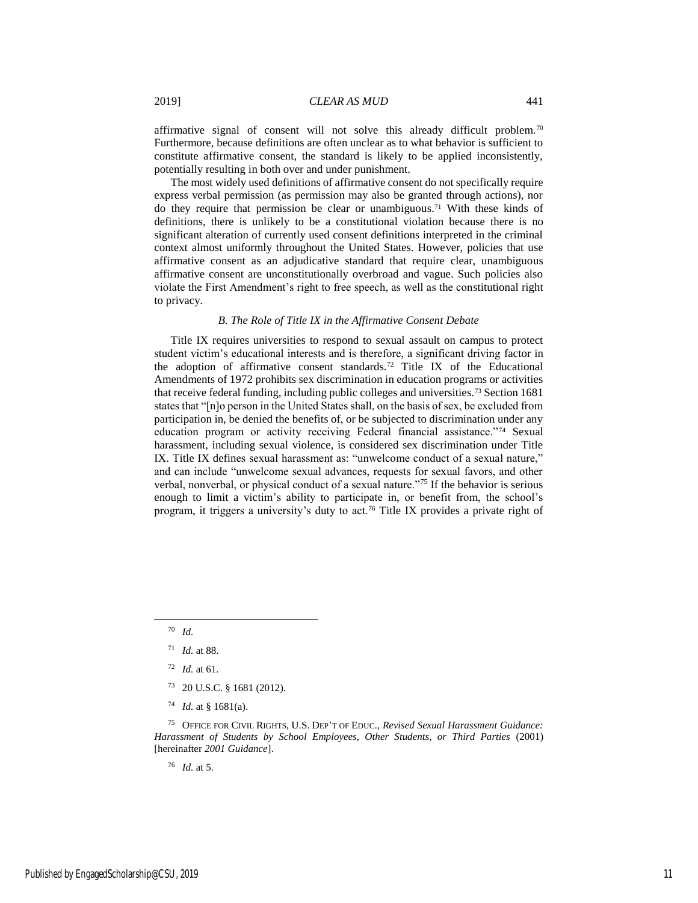affirmative signal of consent will not solve this already difficult problem.[70] Furthermore, because definitions are often unclear as to what behavior is sufficient to constitute affirmative consent, the standard is likely to be applied inconsistently, potentially resulting in both over and under punishment.

The most widely used definitions of affirmative consent do not specifically require express verbal permission (as permission may also be granted through actions), nor do they require that permission be clear or unambiguous.[71] With these kinds of definitions, there is unlikely to be a constitutional violation because there is no significant alteration of currently used consent definitions interpreted in the criminal context almost uniformly throughout the United States. However, policies that use affirmative consent as an adjudicative standard that require clear, unambiguous affirmative consent are unconstitutionally overbroad and vague. Such policies also violate the First Amendment's right to free speech, as well as the constitutional right to privacy.

### *B. The Role of Title IX in the Affirmative Consent Debate*

Title IX requires universities to respond to sexual assault on campus to protect student victim's educational interests and is therefore, a significant driving factor in the adoption of affirmative consent standards.[72] Title IX of the Educational Amendments of 1972 prohibits sex discrimination in education programs or activities that receive federal funding, including public colleges and universities.[73] Section 1681 states that "[n]o person in the United States shall, on the basis of sex, be excluded from participation in, be denied the benefits of, or be subjected to discrimination under any education program or activity receiving Federal financial assistance."[74] Sexual harassment, including sexual violence, is considered sex discrimination under Title IX. Title IX defines sexual harassment as: "unwelcome conduct of a sexual nature," and can include "unwelcome sexual advances, requests for sexual favors, and other verbal, nonverbal, or physical conduct of a sexual nature."[75] If the behavior is serious enough to limit a victim's ability to participate in, or benefit from, the school's program, it triggers a university's duty to act.[76] Title IX provides a private right of

---

[70] *Id.*

[71] *Id.* at 88.

[72] *Id.* at 61.

[73] 20 U.S.C. § 1681 (2012).

[74] *Id.* at § 1681(a).

[75] OFFICE FOR CIVIL RIGHTS, U.S. DEP'T OF EDUC., *Revised Sexual Harassment Guidance: Harassment of Students by School Employees, Other Students, or Third Parties* (2001) [hereinafter *2001 Guidance*].

[76] *Id.* at 5.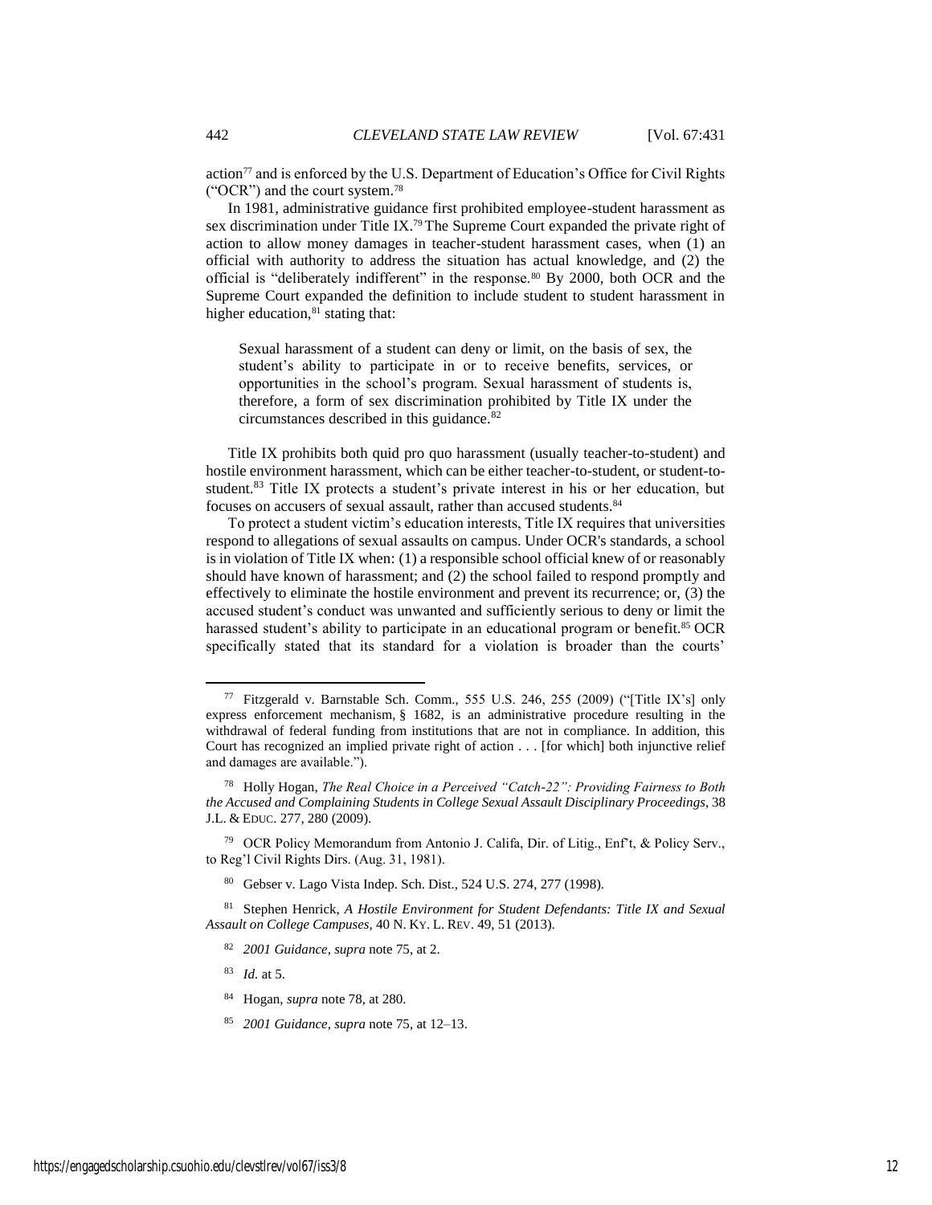action[77] and is enforced by the U.S. Department of Education's Office for Civil Rights ("OCR") and the court system.[78]

In 1981, administrative guidance first prohibited employee-student harassment as sex discrimination under Title IX.[79] The Supreme Court expanded the private right of action to allow money damages in teacher-student harassment cases, when (1) an official with authority to address the situation has actual knowledge, and (2) the official is "deliberately indifferent" in the response.[80] By 2000, both OCR and the Supreme Court expanded the definition to include student to student harassment in higher education,[81] stating that:

> Sexual harassment of a student can deny or limit, on the basis of sex, the student's ability to participate in or to receive benefits, services, or opportunities in the school's program. Sexual harassment of students is, therefore, a form of sex discrimination prohibited by Title IX under the circumstances described in this guidance.[82]

Title IX prohibits both quid pro quo harassment (usually teacher-to-student) and hostile environment harassment, which can be either teacher-to-student, or student-to-student.[83] Title IX protects a student's private interest in his or her education, but focuses on accusers of sexual assault, rather than accused students.[84]

To protect a student victim's education interests, Title IX requires that universities respond to allegations of sexual assaults on campus. Under OCR's standards, a school is in violation of Title IX when: (1) a responsible school official knew of or reasonably should have known of harassment; and (2) the school failed to respond promptly and effectively to eliminate the hostile environment and prevent its recurrence; or, (3) the accused student's conduct was unwanted and sufficiently serious to deny or limit the harassed student's ability to participate in an educational program or benefit.[85] OCR specifically stated that its standard for a violation is broader than the courts'

---

[77] Fitzgerald v. Barnstable Sch. Comm., 555 U.S. 246, 255 (2009) ("[Title IX's] only express enforcement mechanism, § 1682, is an administrative procedure resulting in the withdrawal of federal funding from institutions that are not in compliance. In addition, this Court has recognized an implied private right of action . . . [for which] both injunctive relief and damages are available.").

[78] Holly Hogan, *The Real Choice in a Perceived "Catch-22": Providing Fairness to Both the Accused and Complaining Students in College Sexual Assault Disciplinary Proceedings*, 38 J.L. & EDUC. 277, 280 (2009).

[79] OCR Policy Memorandum from Antonio J. Califa, Dir. of Litig., Enf't, & Policy Serv., to Reg'l Civil Rights Dirs. (Aug. 31, 1981).

[80] Gebser v. Lago Vista Indep. Sch. Dist., 524 U.S. 274, 277 (1998).

[81] Stephen Henrick, *A Hostile Environment for Student Defendants: Title IX and Sexual Assault on College Campuses*, 40 N. KY. L. REV. 49, 51 (2013).

[82] *2001 Guidance*, *supra* note 75, at 2.

[83] *Id.* at 5.

[84] Hogan, *supra* note 78, at 280.

[85] *2001 Guidance*, *supra* note 75, at 12–13.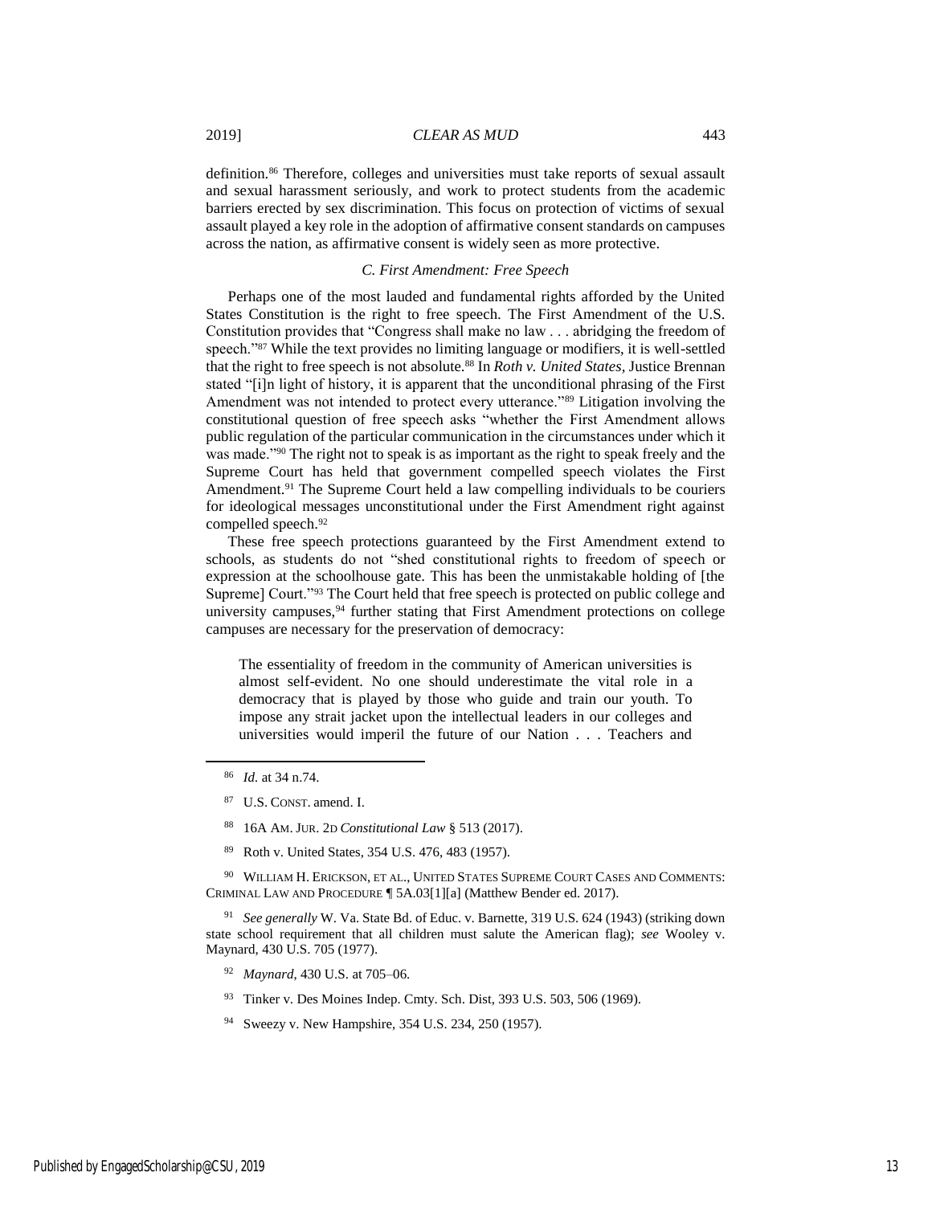definition.[86] Therefore, colleges and universities must take reports of sexual assault and sexual harassment seriously, and work to protect students from the academic barriers erected by sex discrimination. This focus on protection of victims of sexual assault played a key role in the adoption of affirmative consent standards on campuses across the nation, as affirmative consent is widely seen as more protective.

### *C. First Amendment: Free Speech*

Perhaps one of the most lauded and fundamental rights afforded by the United States Constitution is the right to free speech. The First Amendment of the U.S. Constitution provides that "Congress shall make no law . . . abridging the freedom of speech."[87] While the text provides no limiting language or modifiers, it is well-settled that the right to free speech is not absolute.[88] In *Roth v. United States*, Justice Brennan stated "[i]n light of history, it is apparent that the unconditional phrasing of the First Amendment was not intended to protect every utterance."[89] Litigation involving the constitutional question of free speech asks "whether the First Amendment allows public regulation of the particular communication in the circumstances under which it was made."[90] The right not to speak is as important as the right to speak freely and the Supreme Court has held that government compelled speech violates the First Amendment.[91] The Supreme Court held a law compelling individuals to be couriers for ideological messages unconstitutional under the First Amendment right against compelled speech.[92]

These free speech protections guaranteed by the First Amendment extend to schools, as students do not "shed constitutional rights to freedom of speech or expression at the schoolhouse gate. This has been the unmistakable holding of [the Supreme] Court."[93] The Court held that free speech is protected on public college and university campuses,[94] further stating that First Amendment protections on college campuses are necessary for the preservation of democracy:

> The essentiality of freedom in the community of American universities is almost self-evident. No one should underestimate the vital role in a democracy that is played by those who guide and train our youth. To impose any strait jacket upon the intellectual leaders in our colleges and universities would imperil the future of our Nation . . . Teachers and

---

[86] *Id.* at 34 n.74.

[87] U.S. CONST. amend. I.

[88] 16A AM. JUR. 2D *Constitutional Law* § 513 (2017).

[89] Roth v. United States, 354 U.S. 476, 483 (1957).

[90] WILLIAM H. ERICKSON, ET AL., UNITED STATES SUPREME COURT CASES AND COMMENTS: CRIMINAL LAW AND PROCEDURE ¶ 5A.03[1][a] (Matthew Bender ed. 2017).

[91] *See generally* W. Va. State Bd. of Educ. v. Barnette, 319 U.S. 624 (1943) (striking down state school requirement that all children must salute the American flag); *see* Wooley v. Maynard, 430 U.S. 705 (1977).

[92] *Maynard*, 430 U.S. at 705–06.

[93] Tinker v. Des Moines Indep. Cmty. Sch. Dist, 393 U.S. 503, 506 (1969).

[94] Sweezy v. New Hampshire, 354 U.S. 234, 250 (1957).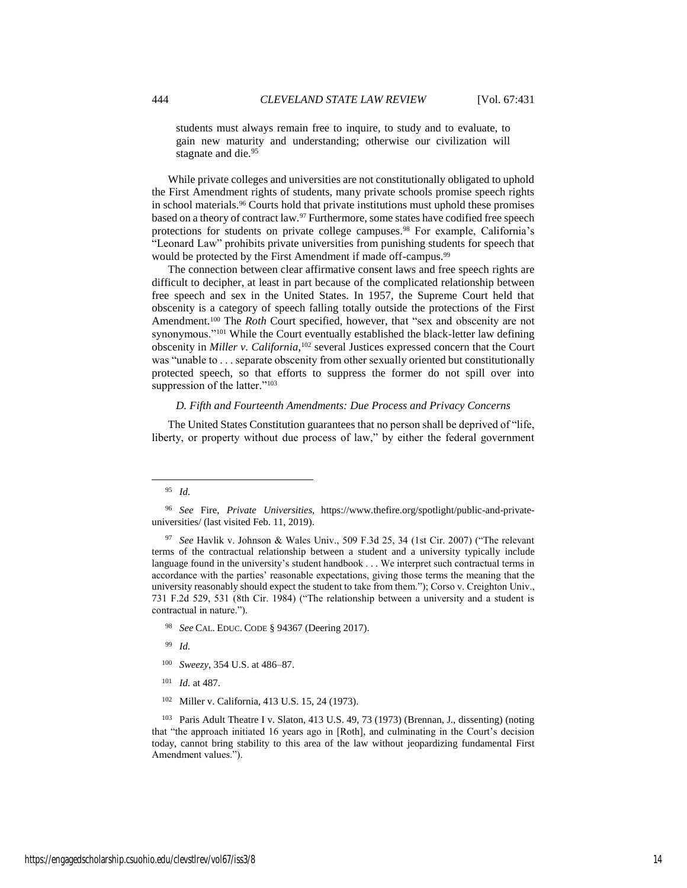students must always remain free to inquire, to study and to evaluate, to gain new maturity and understanding; otherwise our civilization will stagnate and die.[95]

While private colleges and universities are not constitutionally obligated to uphold the First Amendment rights of students, many private schools promise speech rights in school materials.[96] Courts hold that private institutions must uphold these promises based on a theory of contract law.[97] Furthermore, some states have codified free speech protections for students on private college campuses.[98] For example, California's "Leonard Law" prohibits private universities from punishing students for speech that would be protected by the First Amendment if made off-campus.[99]

The connection between clear affirmative consent laws and free speech rights are difficult to decipher, at least in part because of the complicated relationship between free speech and sex in the United States. In 1957, the Supreme Court held that obscenity is a category of speech falling totally outside the protections of the First Amendment.[100] The *Roth* Court specified, however, that "sex and obscenity are not synonymous."[101] While the Court eventually established the black-letter law defining obscenity in *Miller v. California*,[102] several Justices expressed concern that the Court was "unable to . . . separate obscenity from other sexually oriented but constitutionally protected speech, so that efforts to suppress the former do not spill over into suppression of the latter."[103]

### *D. Fifth and Fourteenth Amendments: Due Process and Privacy Concerns*

The United States Constitution guarantees that no person shall be deprived of "life, liberty, or property without due process of law," by either the federal government

---

[95] *Id.*

[96] *See* Fire, *Private Universities*, https://www.thefire.org/spotlight/public-and-private-universities/ (last visited Feb. 11, 2019).

[97] *See* Havlik v. Johnson & Wales Univ., 509 F.3d 25, 34 (1st Cir. 2007) ("The relevant terms of the contractual relationship between a student and a university typically include language found in the university's student handbook . . . We interpret such contractual terms in accordance with the parties' reasonable expectations, giving those terms the meaning that the university reasonably should expect the student to take from them."); Corso v. Creighton Univ., 731 F.2d 529, 531 (8th Cir. 1984) ("The relationship between a university and a student is contractual in nature.").

[98] *See* CAL. EDUC. CODE § 94367 (Deering 2017).

[99] *Id.*

[100] *Sweezy*, 354 U.S. at 486–87.

[101] *Id.* at 487.

[102] Miller v. California, 413 U.S. 15, 24 (1973).

[103] Paris Adult Theatre I v. Slaton, 413 U.S. 49, 73 (1973) (Brennan, J., dissenting) (noting that "the approach initiated 16 years ago in [Roth], and culminating in the Court's decision today, cannot bring stability to this area of the law without jeopardizing fundamental First Amendment values.").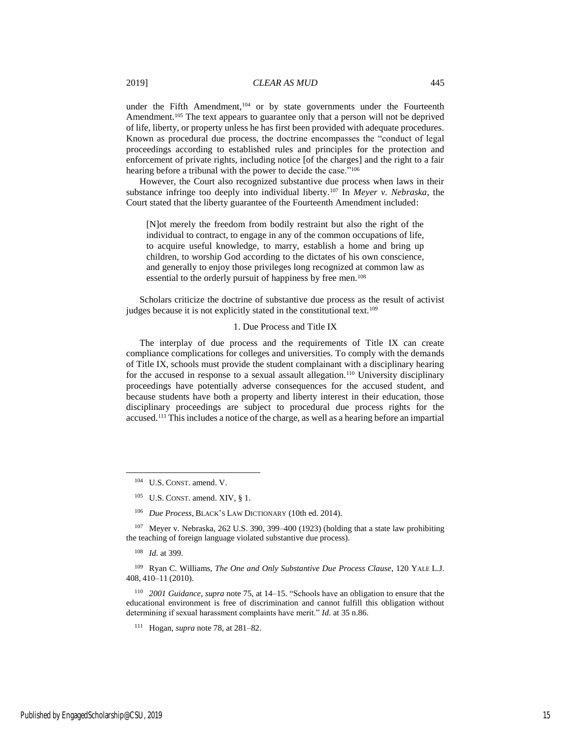under the Fifth Amendment,[104] or by state governments under the Fourteenth Amendment.[105] The text appears to guarantee only that a person will not be deprived of life, liberty, or property unless he has first been provided with adequate procedures. Known as procedural due process, the doctrine encompasses the "conduct of legal proceedings according to established rules and principles for the protection and enforcement of private rights, including notice [of the charges] and the right to a fair hearing before a tribunal with the power to decide the case."[106]

However, the Court also recognized substantive due process when laws in their substance infringe too deeply into individual liberty.[107] In *Meyer v. Nebraska*, the Court stated that the liberty guarantee of the Fourteenth Amendment included:

> [N]ot merely the freedom from bodily restraint but also the right of the individual to contract, to engage in any of the common occupations of life, to acquire useful knowledge, to marry, establish a home and bring up children, to worship God according to the dictates of his own conscience, and generally to enjoy those privileges long recognized at common law as essential to the orderly pursuit of happiness by free men.[108]

Scholars criticize the doctrine of substantive due process as the result of activist judges because it is not explicitly stated in the constitutional text.[109]

### 1. Due Process and Title IX

The interplay of due process and the requirements of Title IX can create compliance complications for colleges and universities. To comply with the demands of Title IX, schools must provide the student complainant with a disciplinary hearing for the accused in response to a sexual assault allegation.[110] University disciplinary proceedings have potentially adverse consequences for the accused student, and because students have both a property and liberty interest in their education, those disciplinary proceedings are subject to procedural due process rights for the accused.[111] This includes a notice of the charge, as well as a hearing before an impartial

---

[104] U.S. CONST. amend. V.

[105] U.S. CONST. amend. XIV, § 1.

[106] *Due Process*, BLACK'S LAW DICTIONARY (10th ed. 2014).

[107] Meyer v. Nebraska, 262 U.S. 390, 399–400 (1923) (holding that a state law prohibiting the teaching of foreign language violated substantive due process).

[108] *Id.* at 399.

[109] Ryan C. Williams, *The One and Only Substantive Due Process Clause*, 120 YALE L.J. 408, 410–11 (2010).

[110] *2001 Guidance*, *supra* note 75, at 14–15. "Schools have an obligation to ensure that the educational environment is free of discrimination and cannot fulfill this obligation without determining if sexual harassment complaints have merit." *Id.* at 35 n.86.

[111] Hogan, *supra* note 78, at 281–82.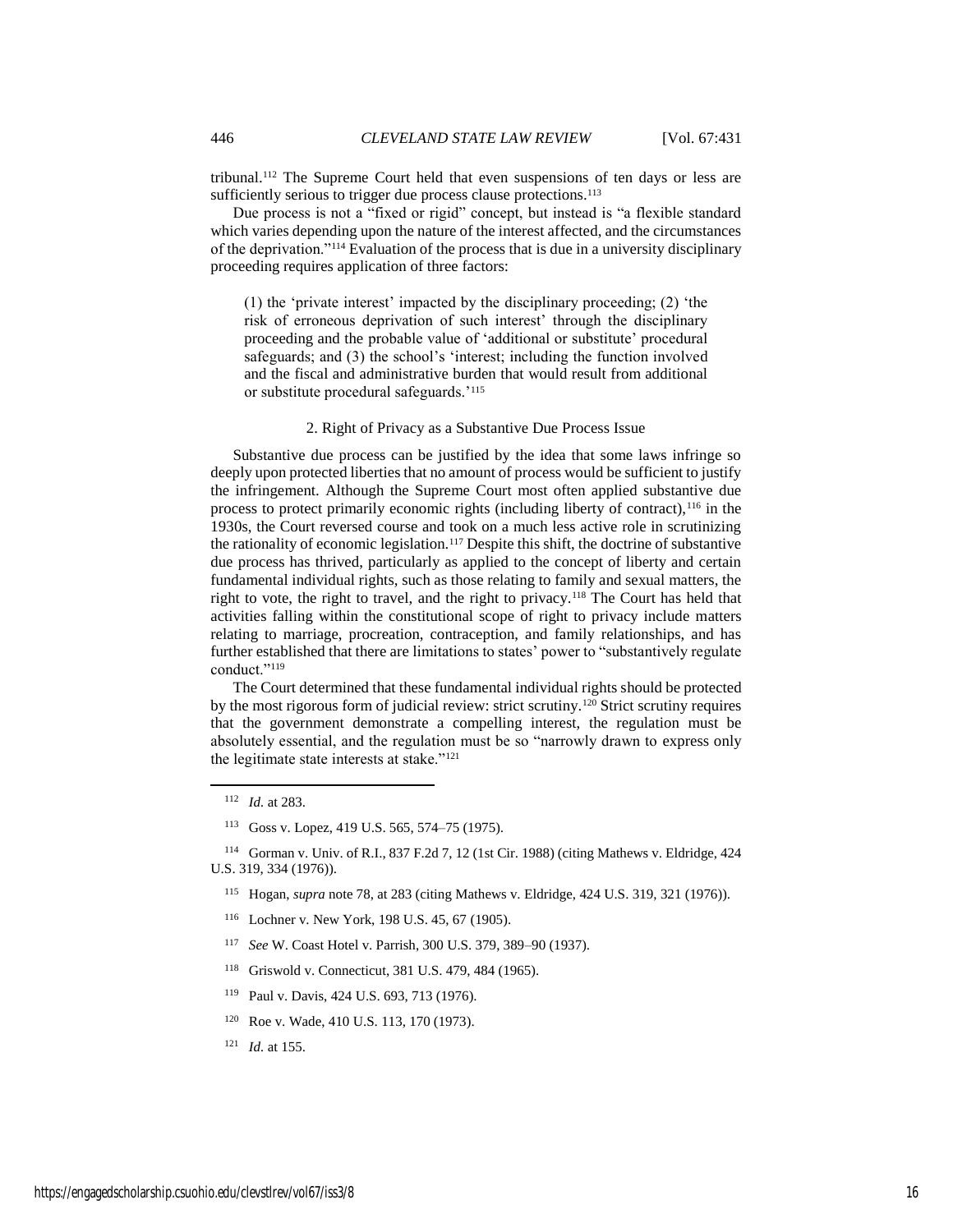tribunal.[112] The Supreme Court held that even suspensions of ten days or less are sufficiently serious to trigger due process clause protections.[113]

Due process is not a "fixed or rigid" concept, but instead is "a flexible standard which varies depending upon the nature of the interest affected, and the circumstances of the deprivation."[114] Evaluation of the process that is due in a university disciplinary proceeding requires application of three factors:

> (1) the 'private interest' impacted by the disciplinary proceeding; (2) 'the risk of erroneous deprivation of such interest' through the disciplinary proceeding and the probable value of 'additional or substitute' procedural safeguards; and (3) the school's 'interest; including the function involved and the fiscal and administrative burden that would result from additional or substitute procedural safeguards.'[115]

### 2. Right of Privacy as a Substantive Due Process Issue

Substantive due process can be justified by the idea that some laws infringe so deeply upon protected liberties that no amount of process would be sufficient to justify the infringement. Although the Supreme Court most often applied substantive due process to protect primarily economic rights (including liberty of contract),[116] in the 1930s, the Court reversed course and took on a much less active role in scrutinizing the rationality of economic legislation.[117] Despite this shift, the doctrine of substantive due process has thrived, particularly as applied to the concept of liberty and certain fundamental individual rights, such as those relating to family and sexual matters, the right to vote, the right to travel, and the right to privacy.[118] The Court has held that activities falling within the constitutional scope of right to privacy include matters relating to marriage, procreation, contraception, and family relationships, and has further established that there are limitations to states' power to "substantively regulate conduct."[119]

The Court determined that these fundamental individual rights should be protected by the most rigorous form of judicial review: strict scrutiny.[120] Strict scrutiny requires that the government demonstrate a compelling interest, the regulation must be absolutely essential, and the regulation must be so "narrowly drawn to express only the legitimate state interests at stake."[121]

---

[112] *Id.* at 283.

[113] Goss v. Lopez, 419 U.S. 565, 574–75 (1975).

[114] Gorman v. Univ. of R.I., 837 F.2d 7, 12 (1st Cir. 1988) (citing Mathews v. Eldridge, 424 U.S. 319, 334 (1976)).

[115] Hogan, *supra* note 78, at 283 (citing Mathews v. Eldridge, 424 U.S. 319, 321 (1976)).

[116] Lochner v. New York, 198 U.S. 45, 67 (1905).

[117] *See* W. Coast Hotel v. Parrish, 300 U.S. 379, 389–90 (1937).

[118] Griswold v. Connecticut, 381 U.S. 479, 484 (1965).

[119] Paul v. Davis, 424 U.S. 693, 713 (1976).

[120] Roe v. Wade, 410 U.S. 113, 170 (1973).

[121] *Id.* at 155.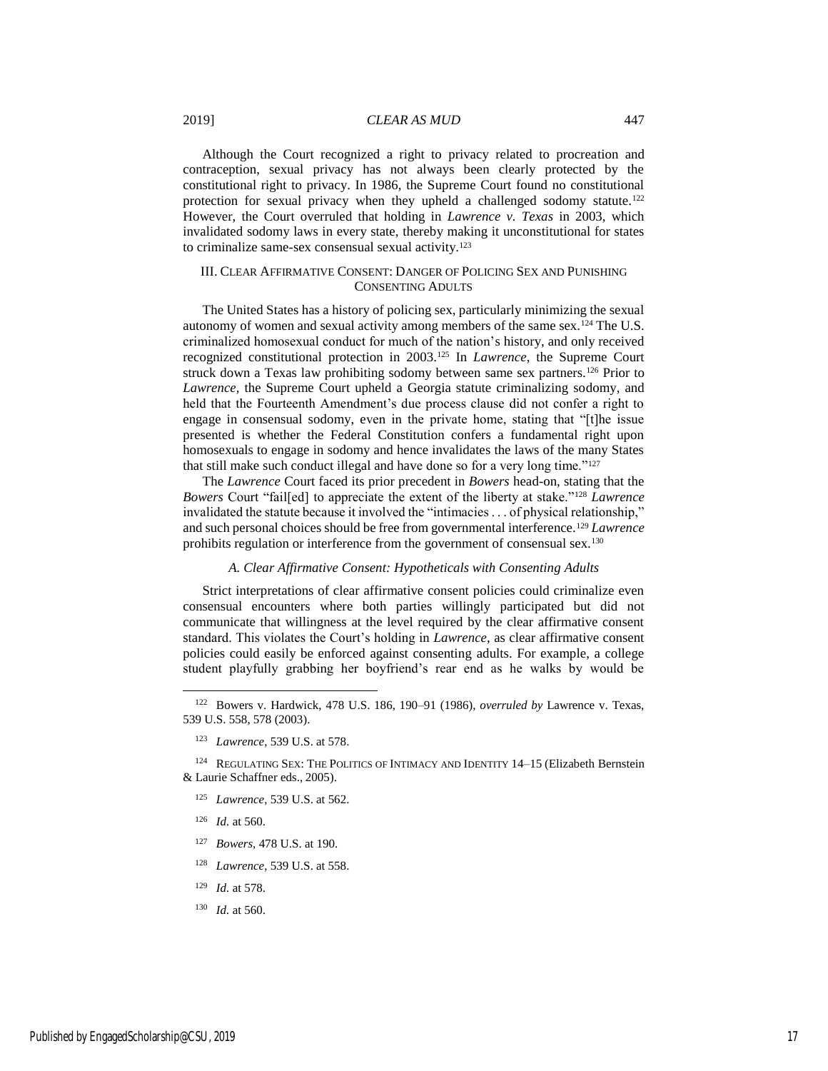Although the Court recognized a right to privacy related to procreation and contraception, sexual privacy has not always been clearly protected by the constitutional right to privacy. In 1986, the Supreme Court found no constitutional protection for sexual privacy when they upheld a challenged sodomy statute.[122] However, the Court overruled that holding in *Lawrence v. Texas* in 2003, which invalidated sodomy laws in every state, thereby making it unconstitutional for states to criminalize same-sex consensual sexual activity.[123]

## III. Clear Affirmative Consent: Danger of Policing Sex and Punishing Consenting Adults

The United States has a history of policing sex, particularly minimizing the sexual autonomy of women and sexual activity among members of the same sex.[124] The U.S. criminalized homosexual conduct for much of the nation's history, and only received recognized constitutional protection in 2003.[125] In *Lawrence*, the Supreme Court struck down a Texas law prohibiting sodomy between same sex partners.[126] Prior to *Lawrence*, the Supreme Court upheld a Georgia statute criminalizing sodomy, and held that the Fourteenth Amendment's due process clause did not confer a right to engage in consensual sodomy, even in the private home, stating that "[t]he issue presented is whether the Federal Constitution confers a fundamental right upon homosexuals to engage in sodomy and hence invalidates the laws of the many States that still make such conduct illegal and have done so for a very long time."[127]

The *Lawrence* Court faced its prior precedent in *Bowers* head-on, stating that the *Bowers* Court "fail[ed] to appreciate the extent of the liberty at stake."[128] *Lawrence* invalidated the statute because it involved the "intimacies . . . of physical relationship," and such personal choices should be free from governmental interference.[129] *Lawrence* prohibits regulation or interference from the government of consensual sex.[130]

### *A. Clear Affirmative Consent: Hypotheticals with Consenting Adults*

Strict interpretations of clear affirmative consent policies could criminalize even consensual encounters where both parties willingly participated but did not communicate that willingness at the level required by the clear affirmative consent standard. This violates the Court's holding in *Lawrence*, as clear affirmative consent policies could easily be enforced against consenting adults. For example, a college student playfully grabbing her boyfriend's rear end as he walks by would be

---

[122] Bowers v. Hardwick, 478 U.S. 186, 190–91 (1986), *overruled by* Lawrence v. Texas, 539 U.S. 558, 578 (2003).

[123] *Lawrence*, 539 U.S. at 578.

[124] Regulating Sex: The Politics of Intimacy and Identity 14–15 (Elizabeth Bernstein & Laurie Schaffner eds., 2005).

[125] *Lawrence*, 539 U.S. at 562.

[126] *Id.* at 560.

[127] *Bowers*, 478 U.S. at 190.

[128] *Lawrence*, 539 U.S. at 558.

[129] *Id.* at 578.

[130] *Id.* at 560.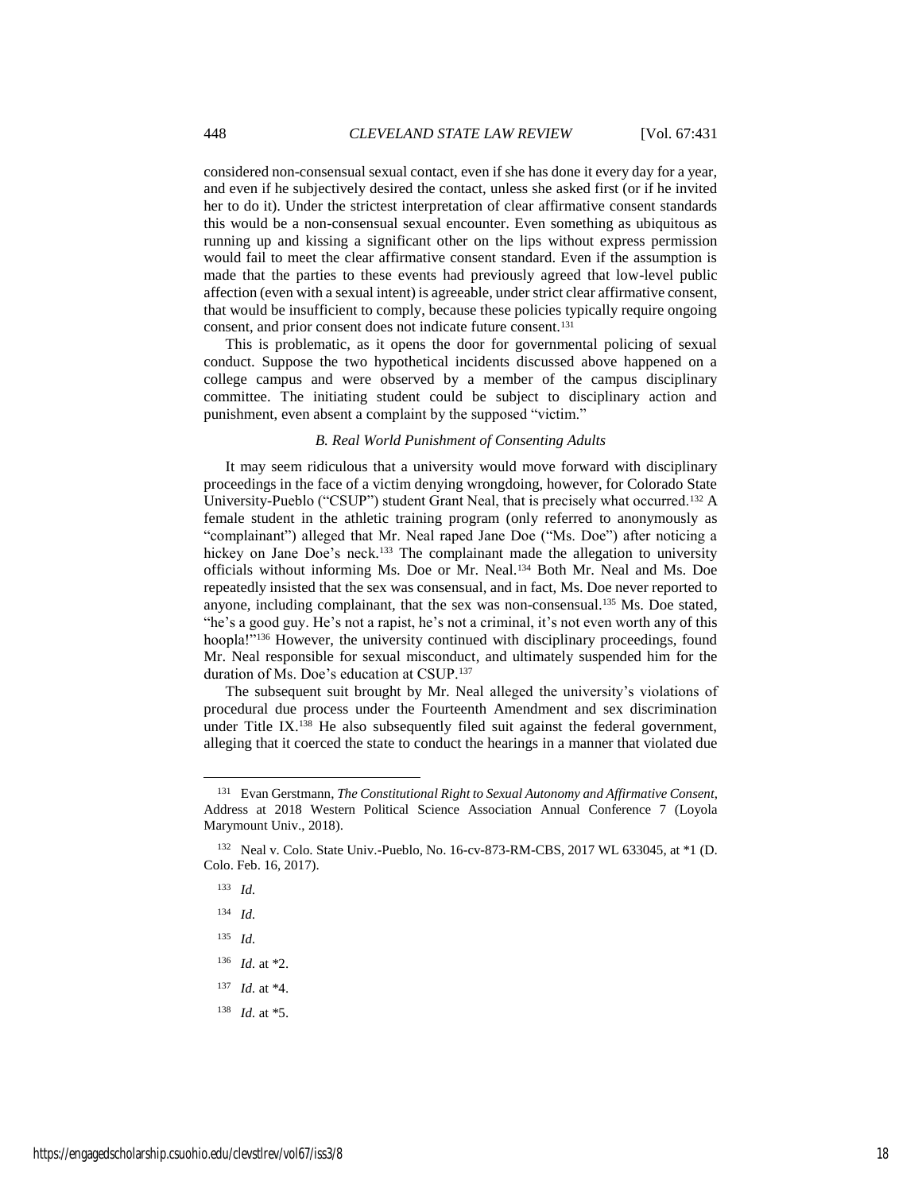considered non-consensual sexual contact, even if she has done it every day for a year, and even if he subjectively desired the contact, unless she asked first (or if he invited her to do it). Under the strictest interpretation of clear affirmative consent standards this would be a non-consensual sexual encounter. Even something as ubiquitous as running up and kissing a significant other on the lips without express permission would fail to meet the clear affirmative consent standard. Even if the assumption is made that the parties to these events had previously agreed that low-level public affection (even with a sexual intent) is agreeable, under strict clear affirmative consent, that would be insufficient to comply, because these policies typically require ongoing consent, and prior consent does not indicate future consent.[131]

This is problematic, as it opens the door for governmental policing of sexual conduct. Suppose the two hypothetical incidents discussed above happened on a college campus and were observed by a member of the campus disciplinary committee. The initiating student could be subject to disciplinary action and punishment, even absent a complaint by the supposed "victim."

### *B. Real World Punishment of Consenting Adults*

It may seem ridiculous that a university would move forward with disciplinary proceedings in the face of a victim denying wrongdoing, however, for Colorado State University-Pueblo ("CSUP") student Grant Neal, that is precisely what occurred.[132] A female student in the athletic training program (only referred to anonymously as "complainant") alleged that Mr. Neal raped Jane Doe ("Ms. Doe") after noticing a hickey on Jane Doe's neck.[133] The complainant made the allegation to university officials without informing Ms. Doe or Mr. Neal.[134] Both Mr. Neal and Ms. Doe repeatedly insisted that the sex was consensual, and in fact, Ms. Doe never reported to anyone, including complainant, that the sex was non-consensual.[135] Ms. Doe stated, "he's a good guy. He's not a rapist, he's not a criminal, it's not even worth any of this hoopla!'"[136] However, the university continued with disciplinary proceedings, found Mr. Neal responsible for sexual misconduct, and ultimately suspended him for the duration of Ms. Doe's education at CSUP.[137]

The subsequent suit brought by Mr. Neal alleged the university's violations of procedural due process under the Fourteenth Amendment and sex discrimination under Title IX.[138] He also subsequently filed suit against the federal government, alleging that it coerced the state to conduct the hearings in a manner that violated due

---

[131] Evan Gerstmann, *The Constitutional Right to Sexual Autonomy and Affirmative Consent*, Address at 2018 Western Political Science Association Annual Conference 7 (Loyola Marymount Univ., 2018).

[132] Neal v. Colo. State Univ.-Pueblo, No. 16-cv-873-RM-CBS, 2017 WL 633045, at *1 (D. Colo. Feb. 16, 2017).

[133] *Id.*

[134] *Id.*

[135] *Id.*

[136] *Id.* at *2.

[137] *Id.* at *4.

[138] *Id.* at *5.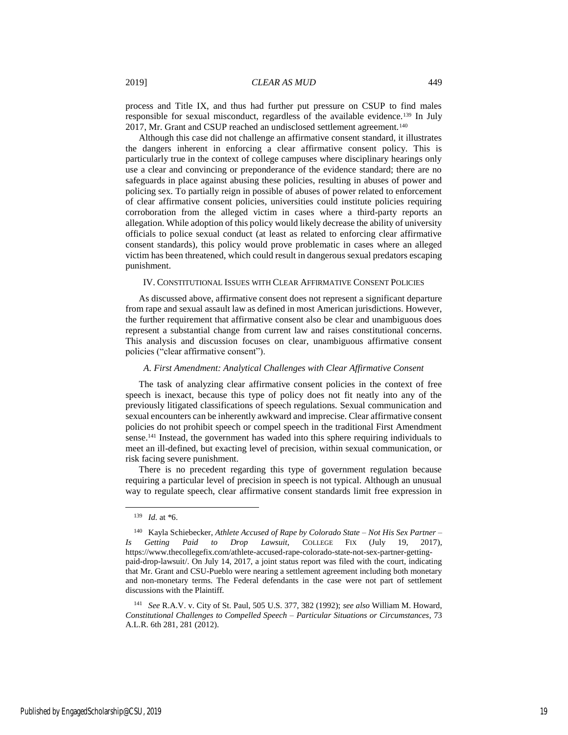process and Title IX, and thus had further put pressure on CSUP to find males responsible for sexual misconduct, regardless of the available evidence.[139] In July 2017, Mr. Grant and CSUP reached an undisclosed settlement agreement.[140]

Although this case did not challenge an affirmative consent standard, it illustrates the dangers inherent in enforcing a clear affirmative consent policy. This is particularly true in the context of college campuses where disciplinary hearings only use a clear and convincing or preponderance of the evidence standard; there are no safeguards in place against abusing these policies, resulting in abuses of power and policing sex. To partially reign in possible of abuses of power related to enforcement of clear affirmative consent policies, universities could institute policies requiring corroboration from the alleged victim in cases where a third-party reports an allegation. While adoption of this policy would likely decrease the ability of university officials to police sexual conduct (at least as related to enforcing clear affirmative consent standards), this policy would prove problematic in cases where an alleged victim has been threatened, which could result in dangerous sexual predators escaping punishment.

## IV. CONSTITUTIONAL ISSUES WITH CLEAR AFFIRMATIVE CONSENT POLICIES

As discussed above, affirmative consent does not represent a significant departure from rape and sexual assault law as defined in most American jurisdictions. However, the further requirement that affirmative consent also be clear and unambiguous does represent a substantial change from current law and raises constitutional concerns. This analysis and discussion focuses on clear, unambiguous affirmative consent policies ("clear affirmative consent").

### *A. First Amendment: Analytical Challenges with Clear Affirmative Consent*

The task of analyzing clear affirmative consent policies in the context of free speech is inexact, because this type of policy does not fit neatly into any of the previously litigated classifications of speech regulations. Sexual communication and sexual encounters can be inherently awkward and imprecise. Clear affirmative consent policies do not prohibit speech or compel speech in the traditional First Amendment sense.[141] Instead, the government has waded into this sphere requiring individuals to meet an ill-defined, but exacting level of precision, within sexual communication, or risk facing severe punishment.

There is no precedent regarding this type of government regulation because requiring a particular level of precision in speech is not typical. Although an unusual way to regulate speech, clear affirmative consent standards limit free expression in

---

[139] *Id.* at *6.

[140] Kayla Schiebecker, *Athlete Accused of Rape by Colorado State – Not His Sex Partner – Is Getting Paid to Drop Lawsuit*, COLLEGE FIX (July 19, 2017), https://www.thecollegefix.com/athlete-accused-rape-colorado-state-not-sex-partner-getting-paid-drop-lawsuit/. On July 14, 2017, a joint status report was filed with the court, indicating that Mr. Grant and CSU-Pueblo were nearing a settlement agreement including both monetary and non-monetary terms. The Federal defendants in the case were not part of settlement discussions with the Plaintiff.

[141] *See* R.A.V. v. City of St. Paul, 505 U.S. 377, 382 (1992); *see also* William M. Howard, *Constitutional Challenges to Compelled Speech – Particular Situations or Circumstances*, 73 A.L.R. 6th 281, 281 (2012).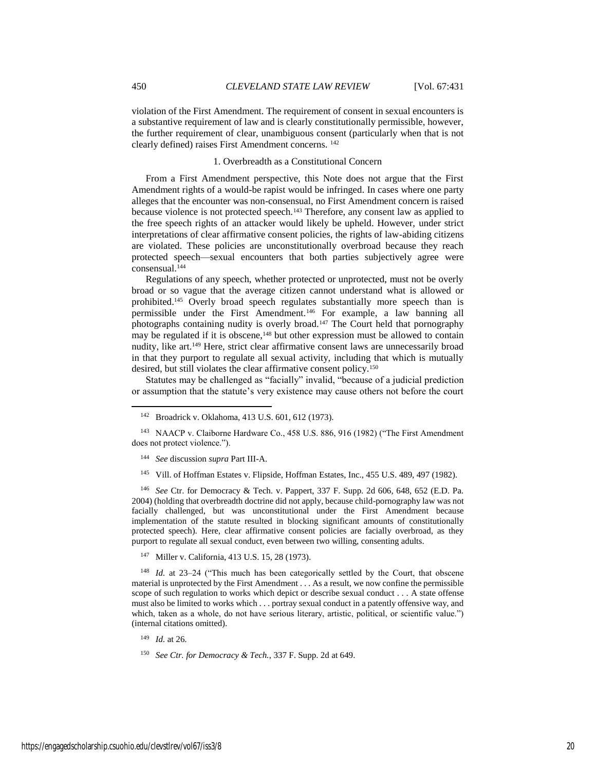violation of the First Amendment. The requirement of consent in sexual encounters is a substantive requirement of law and is clearly constitutionally permissible, however, the further requirement of clear, unambiguous consent (particularly when that is not clearly defined) raises First Amendment concerns. [142]

### 1. Overbreadth as a Constitutional Concern

From a First Amendment perspective, this Note does not argue that the First Amendment rights of a would-be rapist would be infringed. In cases where one party alleges that the encounter was non-consensual, no First Amendment concern is raised because violence is not protected speech.[143] Therefore, any consent law as applied to the free speech rights of an attacker would likely be upheld. However, under strict interpretations of clear affirmative consent policies, the rights of law-abiding citizens are violated. These policies are unconstitutionally overbroad because they reach protected speech—sexual encounters that both parties subjectively agree were consensual.[144]

Regulations of any speech, whether protected or unprotected, must not be overly broad or so vague that the average citizen cannot understand what is allowed or prohibited.[145] Overly broad speech regulates substantially more speech than is permissible under the First Amendment.[146] For example, a law banning all photographs containing nudity is overly broad.[147] The Court held that pornography may be regulated if it is obscene,[148] but other expression must be allowed to contain nudity, like art.[149] Here, strict clear affirmative consent laws are unnecessarily broad in that they purport to regulate all sexual activity, including that which is mutually desired, but still violates the clear affirmative consent policy.[150]

Statutes may be challenged as "facially" invalid, "because of a judicial prediction or assumption that the statute's very existence may cause others not before the court

---

[142] Broadrick v. Oklahoma, 413 U.S. 601, 612 (1973).

[143] NAACP v. Claiborne Hardware Co., 458 U.S. 886, 916 (1982) ("The First Amendment does not protect violence.").

[144] *See* discussion *supra* Part III-A.

[145] Vill. of Hoffman Estates v. Flipside, Hoffman Estates, Inc., 455 U.S. 489, 497 (1982).

[146] *See* Ctr. for Democracy & Tech. v. Pappert, 337 F. Supp. 2d 606, 648, 652 (E.D. Pa. 2004) (holding that overbreadth doctrine did not apply, because child-pornography law was not facially challenged, but was unconstitutional under the First Amendment because implementation of the statute resulted in blocking significant amounts of constitutionally protected speech). Here, clear affirmative consent policies are facially overbroad, as they purport to regulate all sexual conduct, even between two willing, consenting adults.

[147] Miller v. California, 413 U.S. 15, 28 (1973).

[148] *Id.* at 23–24 ("This much has been categorically settled by the Court, that obscene material is unprotected by the First Amendment . . . As a result, we now confine the permissible scope of such regulation to works which depict or describe sexual conduct . . . A state offense must also be limited to works which . . . portray sexual conduct in a patently offensive way, and which, taken as a whole, do not have serious literary, artistic, political, or scientific value.") (internal citations omitted).

[149] *Id.* at 26.

[150] *See Ctr. for Democracy & Tech.*, 337 F. Supp. 2d at 649.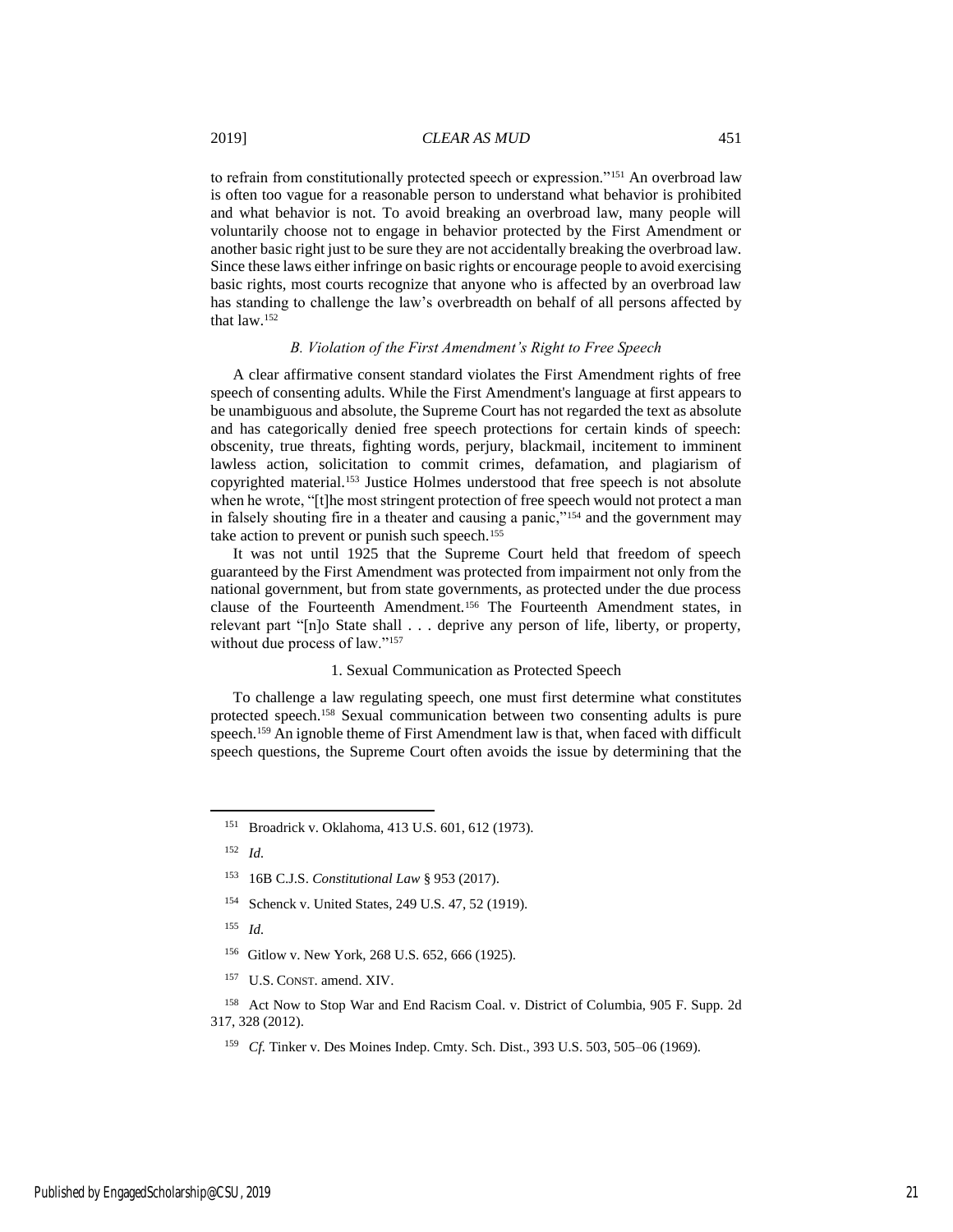to refrain from constitutionally protected speech or expression."[151] An overbroad law is often too vague for a reasonable person to understand what behavior is prohibited and what behavior is not. To avoid breaking an overbroad law, many people will voluntarily choose not to engage in behavior protected by the First Amendment or another basic right just to be sure they are not accidentally breaking the overbroad law. Since these laws either infringe on basic rights or encourage people to avoid exercising basic rights, most courts recognize that anyone who is affected by an overbroad law has standing to challenge the law's overbreadth on behalf of all persons affected by that law.[152]

### *B. Violation of the First Amendment's Right to Free Speech*

A clear affirmative consent standard violates the First Amendment rights of free speech of consenting adults. While the First Amendment's language at first appears to be unambiguous and absolute, the Supreme Court has not regarded the text as absolute and has categorically denied free speech protections for certain kinds of speech: obscenity, true threats, fighting words, perjury, blackmail, incitement to imminent lawless action, solicitation to commit crimes, defamation, and plagiarism of copyrighted material.[153] Justice Holmes understood that free speech is not absolute when he wrote, "[t]he most stringent protection of free speech would not protect a man in falsely shouting fire in a theater and causing a panic,"[154] and the government may take action to prevent or punish such speech.[155]

It was not until 1925 that the Supreme Court held that freedom of speech guaranteed by the First Amendment was protected from impairment not only from the national government, but from state governments, as protected under the due process clause of the Fourteenth Amendment.[156] The Fourteenth Amendment states, in relevant part "[n]o State shall . . . deprive any person of life, liberty, or property, without due process of law."[157]

#### 1. Sexual Communication as Protected Speech

To challenge a law regulating speech, one must first determine what constitutes protected speech.[158] Sexual communication between two consenting adults is pure speech.[159] An ignoble theme of First Amendment law is that, when faced with difficult speech questions, the Supreme Court often avoids the issue by determining that the

---

[151] Broadrick v. Oklahoma, 413 U.S. 601, 612 (1973).

[152] *Id.*

[153] 16B C.J.S. *Constitutional Law* § 953 (2017).

[154] Schenck v. United States, 249 U.S. 47, 52 (1919).

[155] *Id.*

[156] Gitlow v. New York, 268 U.S. 652, 666 (1925).

[157] U.S. CONST. amend. XIV.

[158] Act Now to Stop War and End Racism Coal. v. District of Columbia, 905 F. Supp. 2d 317, 328 (2012).

[159] *Cf.* Tinker v. Des Moines Indep. Cmty. Sch. Dist., 393 U.S. 503, 505–06 (1969).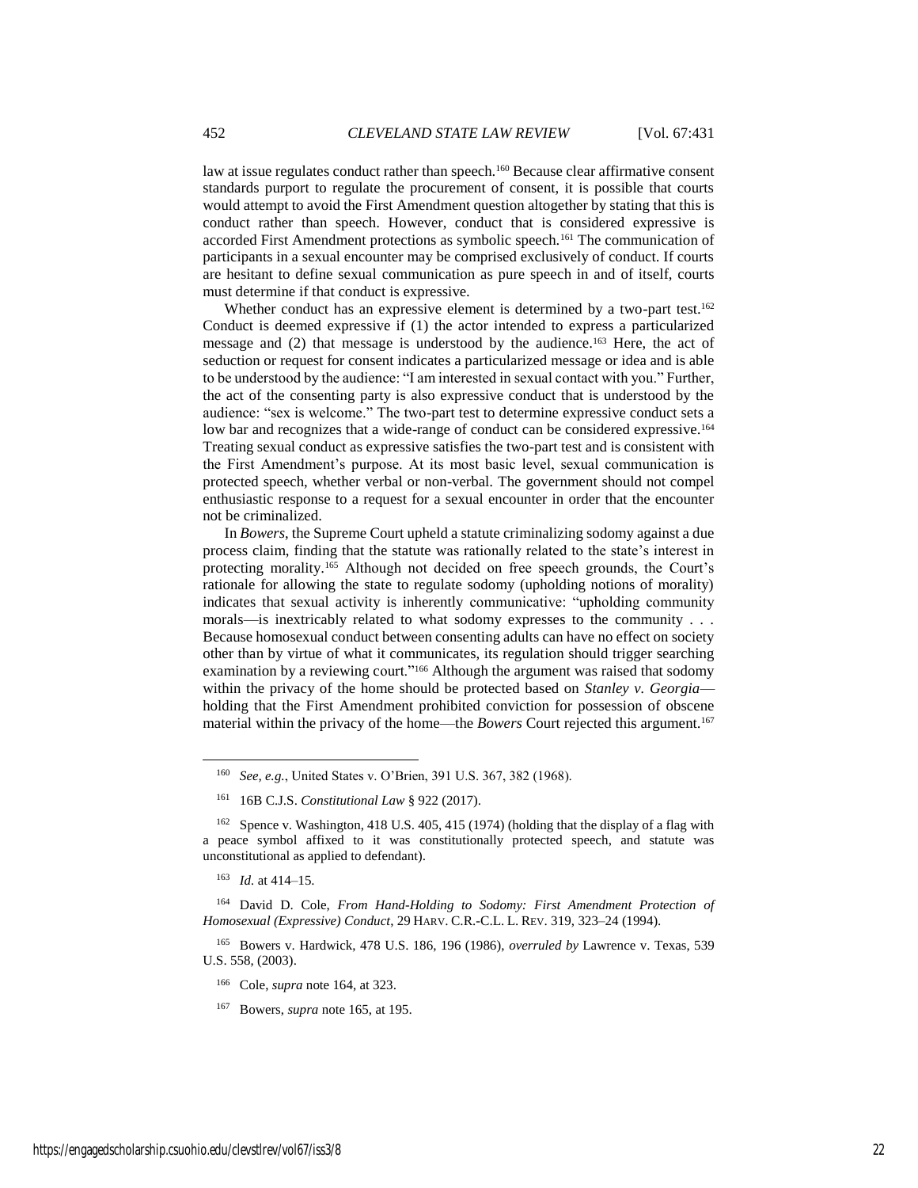law at issue regulates conduct rather than speech.[160] Because clear affirmative consent standards purport to regulate the procurement of consent, it is possible that courts would attempt to avoid the First Amendment question altogether by stating that this is conduct rather than speech. However, conduct that is considered expressive is accorded First Amendment protections as symbolic speech.[161] The communication of participants in a sexual encounter may be comprised exclusively of conduct. If courts are hesitant to define sexual communication as pure speech in and of itself, courts must determine if that conduct is expressive.

Whether conduct has an expressive element is determined by a two-part test.[162] Conduct is deemed expressive if (1) the actor intended to express a particularized message and (2) that message is understood by the audience.[163] Here, the act of seduction or request for consent indicates a particularized message or idea and is able to be understood by the audience: "I am interested in sexual contact with you." Further, the act of the consenting party is also expressive conduct that is understood by the audience: "sex is welcome." The two-part test to determine expressive conduct sets a low bar and recognizes that a wide-range of conduct can be considered expressive.[164] Treating sexual conduct as expressive satisfies the two-part test and is consistent with the First Amendment's purpose. At its most basic level, sexual communication is protected speech, whether verbal or non-verbal. The government should not compel enthusiastic response to a request for a sexual encounter in order that the encounter not be criminalized.

In *Bowers*, the Supreme Court upheld a statute criminalizing sodomy against a due process claim, finding that the statute was rationally related to the state's interest in protecting morality.[165] Although not decided on free speech grounds, the Court's rationale for allowing the state to regulate sodomy (upholding notions of morality) indicates that sexual activity is inherently communicative: "upholding community morals—is inextricably related to what sodomy expresses to the community . . . Because homosexual conduct between consenting adults can have no effect on society other than by virtue of what it communicates, its regulation should trigger searching examination by a reviewing court."[166] Although the argument was raised that sodomy within the privacy of the home should be protected based on *Stanley v. Georgia*—holding that the First Amendment prohibited conviction for possession of obscene material within the privacy of the home—the *Bowers* Court rejected this argument.[167]

---

[160] *See, e.g.*, United States v. O'Brien, 391 U.S. 367, 382 (1968).

[161] 16B C.J.S. *Constitutional Law* § 922 (2017).

[162] Spence v. Washington, 418 U.S. 405, 415 (1974) (holding that the display of a flag with a peace symbol affixed to it was constitutionally protected speech, and statute was unconstitutional as applied to defendant).

[163] *Id.* at 414–15.

[164] David D. Cole, *From Hand-Holding to Sodomy: First Amendment Protection of Homosexual (Expressive) Conduct*, 29 HARV. C.R.-C.L. L. REV. 319, 323–24 (1994).

[165] Bowers v. Hardwick, 478 U.S. 186, 196 (1986), *overruled by* Lawrence v. Texas, 539 U.S. 558, (2003).

[166] Cole, *supra* note 164, at 323.

[167] Bowers, *supra* note 165, at 195.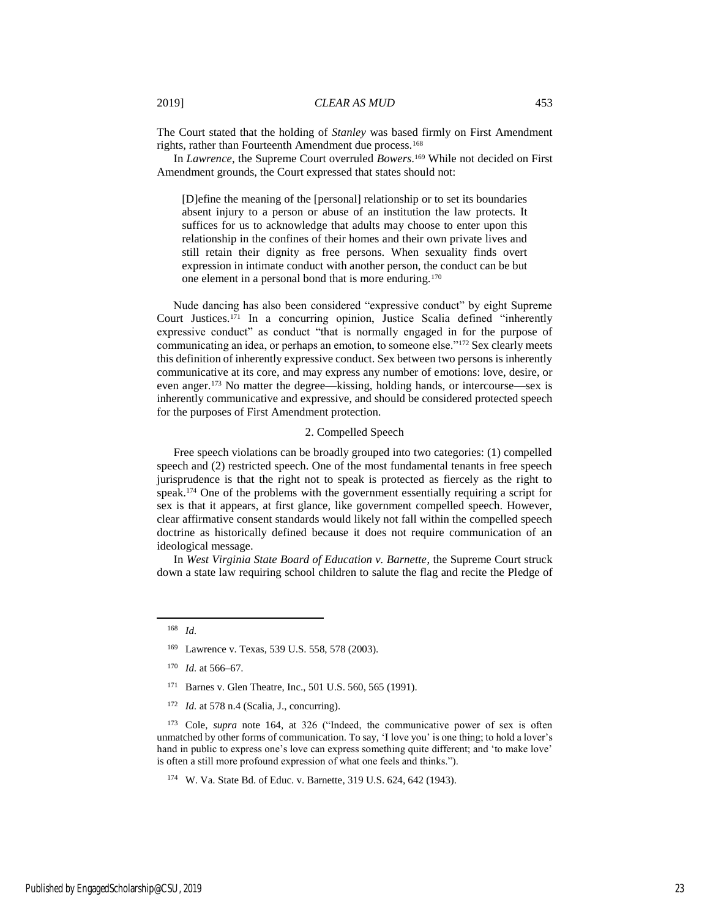The Court stated that the holding of *Stanley* was based firmly on First Amendment rights, rather than Fourteenth Amendment due process.[168]

In *Lawrence*, the Supreme Court overruled *Bowers*.[169] While not decided on First Amendment grounds, the Court expressed that states should not:

> [D]efine the meaning of the [personal] relationship or to set its boundaries absent injury to a person or abuse of an institution the law protects. It suffices for us to acknowledge that adults may choose to enter upon this relationship in the confines of their homes and their own private lives and still retain their dignity as free persons. When sexuality finds overt expression in intimate conduct with another person, the conduct can be but one element in a personal bond that is more enduring.[170]

Nude dancing has also been considered "expressive conduct" by eight Supreme Court Justices.[171] In a concurring opinion, Justice Scalia defined "inherently expressive conduct" as conduct "that is normally engaged in for the purpose of communicating an idea, or perhaps an emotion, to someone else."[172] Sex clearly meets this definition of inherently expressive conduct. Sex between two persons is inherently communicative at its core, and may express any number of emotions: love, desire, or even anger.[173] No matter the degree—kissing, holding hands, or intercourse—sex is inherently communicative and expressive, and should be considered protected speech for the purposes of First Amendment protection.

### 2. Compelled Speech

Free speech violations can be broadly grouped into two categories: (1) compelled speech and (2) restricted speech. One of the most fundamental tenants in free speech jurisprudence is that the right not to speak is protected as fiercely as the right to speak.[174] One of the problems with the government essentially requiring a script for sex is that it appears, at first glance, like government compelled speech. However, clear affirmative consent standards would likely not fall within the compelled speech doctrine as historically defined because it does not require communication of an ideological message.

In *West Virginia State Board of Education v. Barnette*, the Supreme Court struck down a state law requiring school children to salute the flag and recite the Pledge of

---

[168] *Id.*

[169] Lawrence v. Texas, 539 U.S. 558, 578 (2003).

[170] *Id.* at 566–67.

[171] Barnes v. Glen Theatre, Inc., 501 U.S. 560, 565 (1991).

[172] *Id.* at 578 n.4 (Scalia, J., concurring).

[173] Cole, *supra* note 164, at 326 ("Indeed, the communicative power of sex is often unmatched by other forms of communication. To say, 'I love you' is one thing; to hold a lover's hand in public to express one's love can express something quite different; and 'to make love' is often a still more profound expression of what one feels and thinks.").

[174] W. Va. State Bd. of Educ. v. Barnette, 319 U.S. 624, 642 (1943).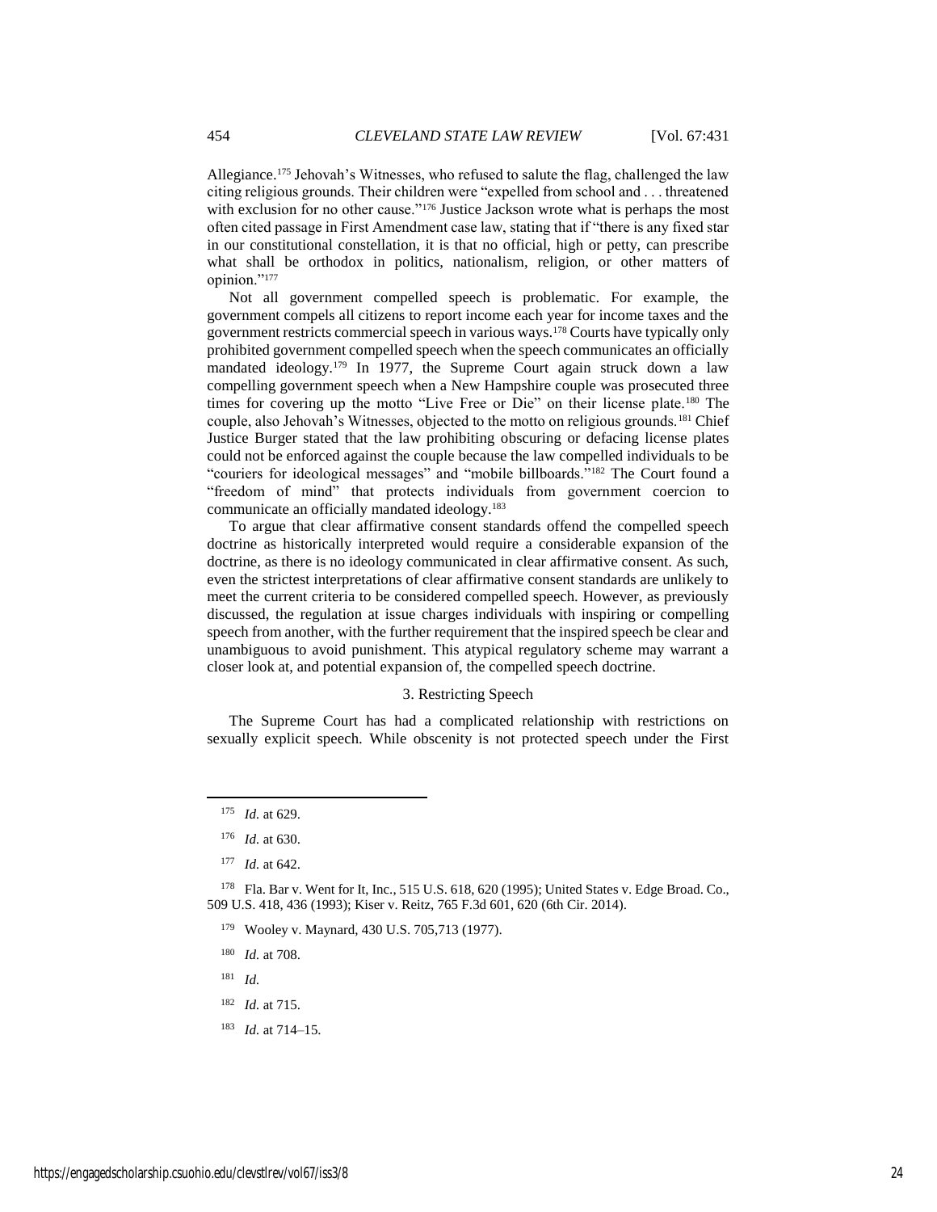Allegiance.[175] Jehovah's Witnesses, who refused to salute the flag, challenged the law citing religious grounds. Their children were "expelled from school and . . . threatened with exclusion for no other cause."[176] Justice Jackson wrote what is perhaps the most often cited passage in First Amendment case law, stating that if "there is any fixed star in our constitutional constellation, it is that no official, high or petty, can prescribe what shall be orthodox in politics, nationalism, religion, or other matters of opinion."[177]

Not all government compelled speech is problematic. For example, the government compels all citizens to report income each year for income taxes and the government restricts commercial speech in various ways.[178] Courts have typically only prohibited government compelled speech when the speech communicates an officially mandated ideology.[179] In 1977, the Supreme Court again struck down a law compelling government speech when a New Hampshire couple was prosecuted three times for covering up the motto "Live Free or Die" on their license plate.[180] The couple, also Jehovah's Witnesses, objected to the motto on religious grounds.[181] Chief Justice Burger stated that the law prohibiting obscuring or defacing license plates could not be enforced against the couple because the law compelled individuals to be "couriers for ideological messages" and "mobile billboards."[182] The Court found a "freedom of mind" that protects individuals from government coercion to communicate an officially mandated ideology.[183]

To argue that clear affirmative consent standards offend the compelled speech doctrine as historically interpreted would require a considerable expansion of the doctrine, as there is no ideology communicated in clear affirmative consent. As such, even the strictest interpretations of clear affirmative consent standards are unlikely to meet the current criteria to be considered compelled speech. However, as previously discussed, the regulation at issue charges individuals with inspiring or compelling speech from another, with the further requirement that the inspired speech be clear and unambiguous to avoid punishment. This atypical regulatory scheme may warrant a closer look at, and potential expansion of, the compelled speech doctrine.

### 3. Restricting Speech

The Supreme Court has had a complicated relationship with restrictions on sexually explicit speech. While obscenity is not protected speech under the First

---

[175] *Id.* at 629.

[176] *Id.* at 630.

[177] *Id.* at 642.

[178] Fla. Bar v. Went for It, Inc., 515 U.S. 618, 620 (1995); United States v. Edge Broad. Co., 509 U.S. 418, 436 (1993); Kiser v. Reitz, 765 F.3d 601, 620 (6th Cir. 2014).

[179] Wooley v. Maynard, 430 U.S. 705,713 (1977).

[180] *Id.* at 708.

[181] *Id.*

[182] *Id.* at 715.

[183] *Id.* at 714–15.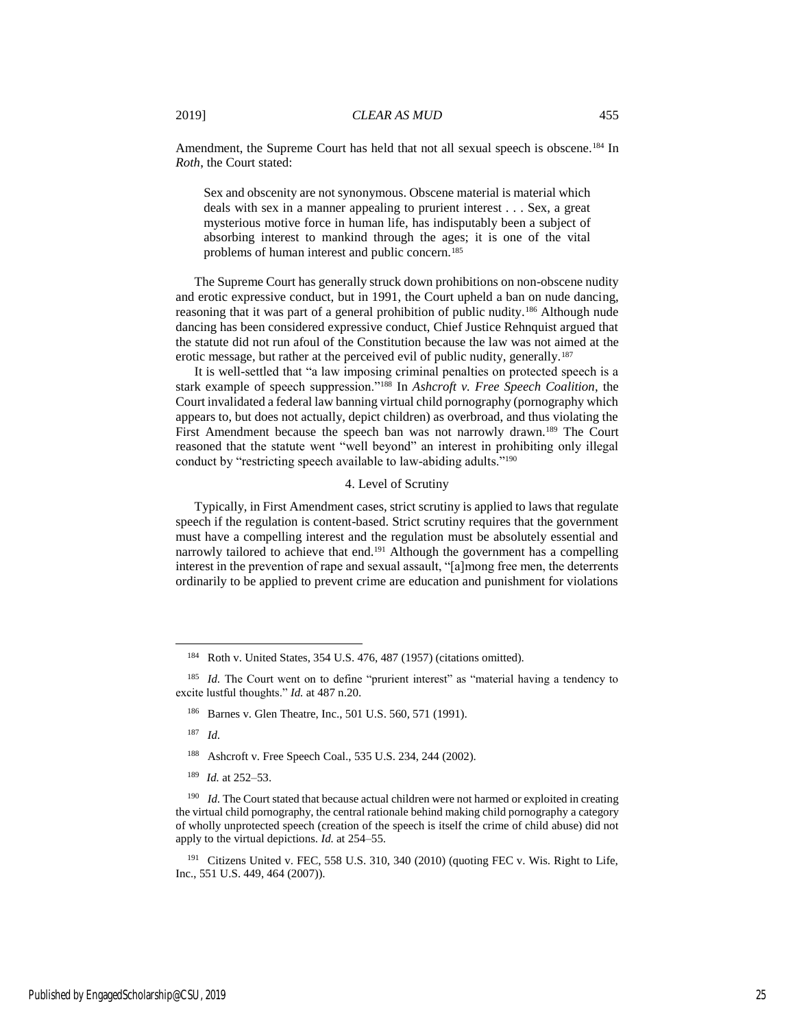Amendment, the Supreme Court has held that not all sexual speech is obscene.[184] In *Roth*, the Court stated:

> Sex and obscenity are not synonymous. Obscene material is material which deals with sex in a manner appealing to prurient interest . . . Sex, a great mysterious motive force in human life, has indisputably been a subject of absorbing interest to mankind through the ages; it is one of the vital problems of human interest and public concern.[185]

The Supreme Court has generally struck down prohibitions on non-obscene nudity and erotic expressive conduct, but in 1991, the Court upheld a ban on nude dancing, reasoning that it was part of a general prohibition of public nudity.[186] Although nude dancing has been considered expressive conduct, Chief Justice Rehnquist argued that the statute did not run afoul of the Constitution because the law was not aimed at the erotic message, but rather at the perceived evil of public nudity, generally.[187]

It is well-settled that "a law imposing criminal penalties on protected speech is a stark example of speech suppression."[188] In *Ashcroft v. Free Speech Coalition*, the Court invalidated a federal law banning virtual child pornography (pornography which appears to, but does not actually, depict children) as overbroad, and thus violating the First Amendment because the speech ban was not narrowly drawn.[189] The Court reasoned that the statute went "well beyond" an interest in prohibiting only illegal conduct by "restricting speech available to law-abiding adults."[190]

#### 4. Level of Scrutiny

Typically, in First Amendment cases, strict scrutiny is applied to laws that regulate speech if the regulation is content-based. Strict scrutiny requires that the government must have a compelling interest and the regulation must be absolutely essential and narrowly tailored to achieve that end.[191] Although the government has a compelling interest in the prevention of rape and sexual assault, "[a]mong free men, the deterrents ordinarily to be applied to prevent crime are education and punishment for violations

---

[184] Roth v. United States, 354 U.S. 476, 487 (1957) (citations omitted).

[185] *Id.* The Court went on to define "prurient interest" as "material having a tendency to excite lustful thoughts." *Id.* at 487 n.20.

[186] Barnes v. Glen Theatre, Inc., 501 U.S. 560, 571 (1991).

[187] *Id.*

[188] Ashcroft v. Free Speech Coal., 535 U.S. 234, 244 (2002).

[189] *Id.* at 252–53.

[190] *Id.* The Court stated that because actual children were not harmed or exploited in creating the virtual child pornography, the central rationale behind making child pornography a category of wholly unprotected speech (creation of the speech is itself the crime of child abuse) did not apply to the virtual depictions. *Id.* at 254–55.

[191] Citizens United v. FEC, 558 U.S. 310, 340 (2010) (quoting FEC v. Wis. Right to Life, Inc., 551 U.S. 449, 464 (2007)).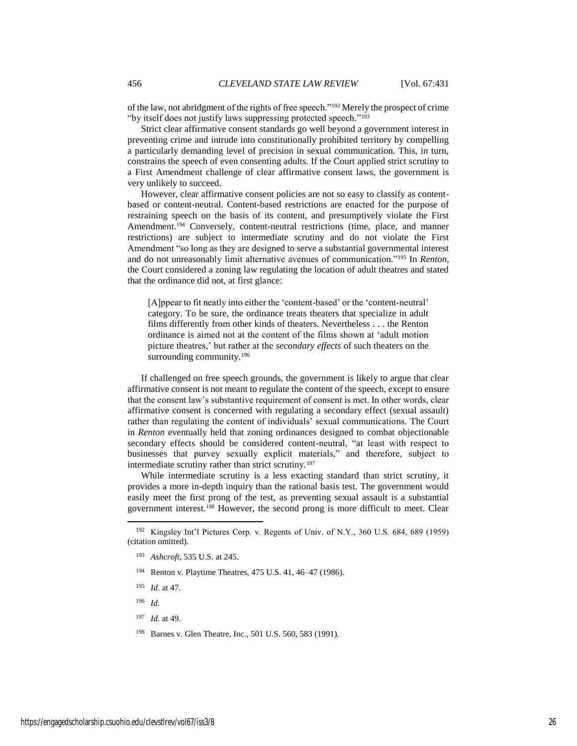of the law, not abridgment of the rights of free speech."[192] Merely the prospect of crime "by itself does not justify laws suppressing protected speech."[193]

Strict clear affirmative consent standards go well beyond a government interest in preventing crime and intrude into constitutionally prohibited territory by compelling a particularly demanding level of precision in sexual communication. This, in turn, constrains the speech of even consenting adults. If the Court applied strict scrutiny to a First Amendment challenge of clear affirmative consent laws, the government is very unlikely to succeed.

However, clear affirmative consent policies are not so easy to classify as content-based or content-neutral. Content-based restrictions are enacted for the purpose of restraining speech on the basis of its content, and presumptively violate the First Amendment.[194] Conversely, content-neutral restrictions (time, place, and manner restrictions) are subject to intermediate scrutiny and do not violate the First Amendment "so long as they are designed to serve a substantial governmental interest and do not unreasonably limit alternative avenues of communication."[195] In *Renton*, the Court considered a zoning law regulating the location of adult theatres and stated that the ordinance did not, at first glance:

> [A]ppear to fit neatly into either the 'content-based' or the 'content-neutral' category. To be sure, the ordinance treats theaters that specialize in adult films differently from other kinds of theaters. Nevertheless . . . the Renton ordinance is aimed not at the content of the films shown at 'adult motion picture theatres,' but rather at the *secondary effects* of such theaters on the surrounding community.[196]

If challenged on free speech grounds, the government is likely to argue that clear affirmative consent is not meant to regulate the content of the speech, except to ensure that the consent law's substantive requirement of consent is met. In other words, clear affirmative consent is concerned with regulating a secondary effect (sexual assault) rather than regulating the content of individuals' sexual communications. The Court in *Renton* eventually held that zoning ordinances designed to combat objectionable secondary effects should be considered content-neutral, "at least with respect to businesses that purvey sexually explicit materials," and therefore, subject to intermediate scrutiny rather than strict scrutiny.[197]

While intermediate scrutiny is a less exacting standard than strict scrutiny, it provides a more in-depth inquiry than the rational basis test. The government would easily meet the first prong of the test, as preventing sexual assault is a substantial government interest.[198] However, the second prong is more difficult to meet. Clear

---

[192] Kingsley Int'l Pictures Corp. v. Regents of Univ. of N.Y., 360 U.S. 684, 689 (1959) (citation omitted).

[193] *Ashcroft*, 535 U.S. at 245.

[194] Renton v. Playtime Theatres, 475 U.S. 41, 46–47 (1986).

[195] *Id.* at 47.

[196] *Id.*

[197] *Id.* at 49.

[198] Barnes v. Glen Theatre, Inc., 501 U.S. 560, 583 (1991).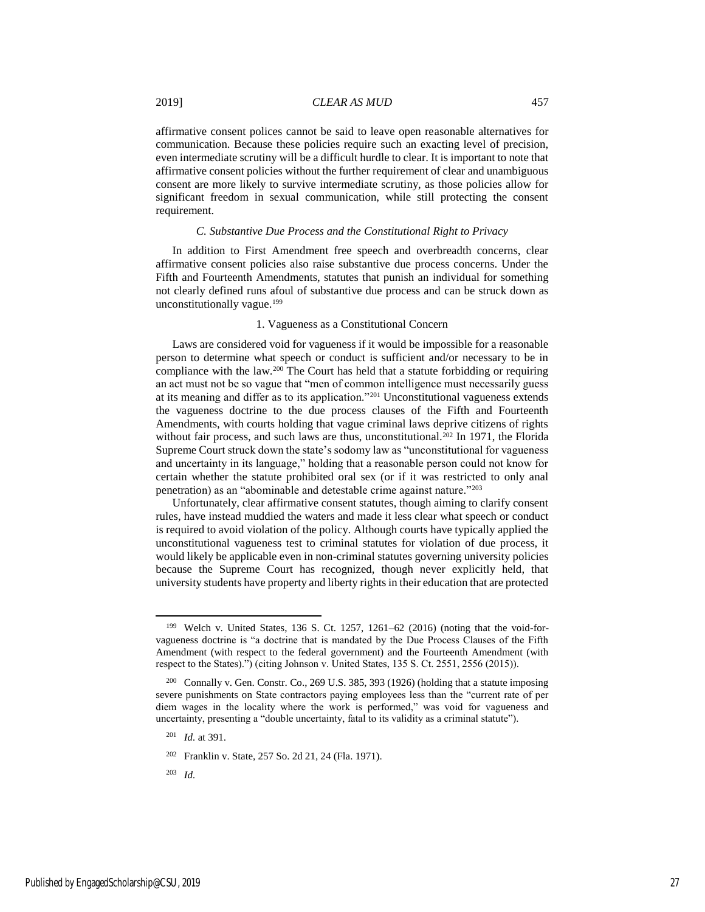affirmative consent polices cannot be said to leave open reasonable alternatives for communication. Because these policies require such an exacting level of precision, even intermediate scrutiny will be a difficult hurdle to clear. It is important to note that affirmative consent policies without the further requirement of clear and unambiguous consent are more likely to survive intermediate scrutiny, as those policies allow for significant freedom in sexual communication, while still protecting the consent requirement.

### *C. Substantive Due Process and the Constitutional Right to Privacy*

In addition to First Amendment free speech and overbreadth concerns, clear affirmative consent policies also raise substantive due process concerns. Under the Fifth and Fourteenth Amendments, statutes that punish an individual for something not clearly defined runs afoul of substantive due process and can be struck down as unconstitutionally vague.[199]

#### 1. Vagueness as a Constitutional Concern

Laws are considered void for vagueness if it would be impossible for a reasonable person to determine what speech or conduct is sufficient and/or necessary to be in compliance with the law.[200] The Court has held that a statute forbidding or requiring an act must not be so vague that "men of common intelligence must necessarily guess at its meaning and differ as to its application."[201] Unconstitutional vagueness extends the vagueness doctrine to the due process clauses of the Fifth and Fourteenth Amendments, with courts holding that vague criminal laws deprive citizens of rights without fair process, and such laws are thus, unconstitutional.[202] In 1971, the Florida Supreme Court struck down the state's sodomy law as "unconstitutional for vagueness and uncertainty in its language," holding that a reasonable person could not know for certain whether the statute prohibited oral sex (or if it was restricted to only anal penetration) as an "abominable and detestable crime against nature."[203]

Unfortunately, clear affirmative consent statutes, though aiming to clarify consent rules, have instead muddied the waters and made it less clear what speech or conduct is required to avoid violation of the policy. Although courts have typically applied the unconstitutional vagueness test to criminal statutes for violation of due process, it would likely be applicable even in non-criminal statutes governing university policies because the Supreme Court has recognized, though never explicitly held, that university students have property and liberty rights in their education that are protected

---

[199] Welch v. United States, 136 S. Ct. 1257, 1261–62 (2016) (noting that the void-for-vagueness doctrine is "a doctrine that is mandated by the Due Process Clauses of the Fifth Amendment (with respect to the federal government) and the Fourteenth Amendment (with respect to the States).") (citing Johnson v. United States, 135 S. Ct. 2551, 2556 (2015)).

[200] Connally v. Gen. Constr. Co., 269 U.S. 385, 393 (1926) (holding that a statute imposing severe punishments on State contractors paying employees less than the "current rate of per diem wages in the locality where the work is performed," was void for vagueness and uncertainty, presenting a "double uncertainty, fatal to its validity as a criminal statute").

[201] *Id.* at 391.

[202] Franklin v. State, 257 So. 2d 21, 24 (Fla. 1971).

[203] *Id.*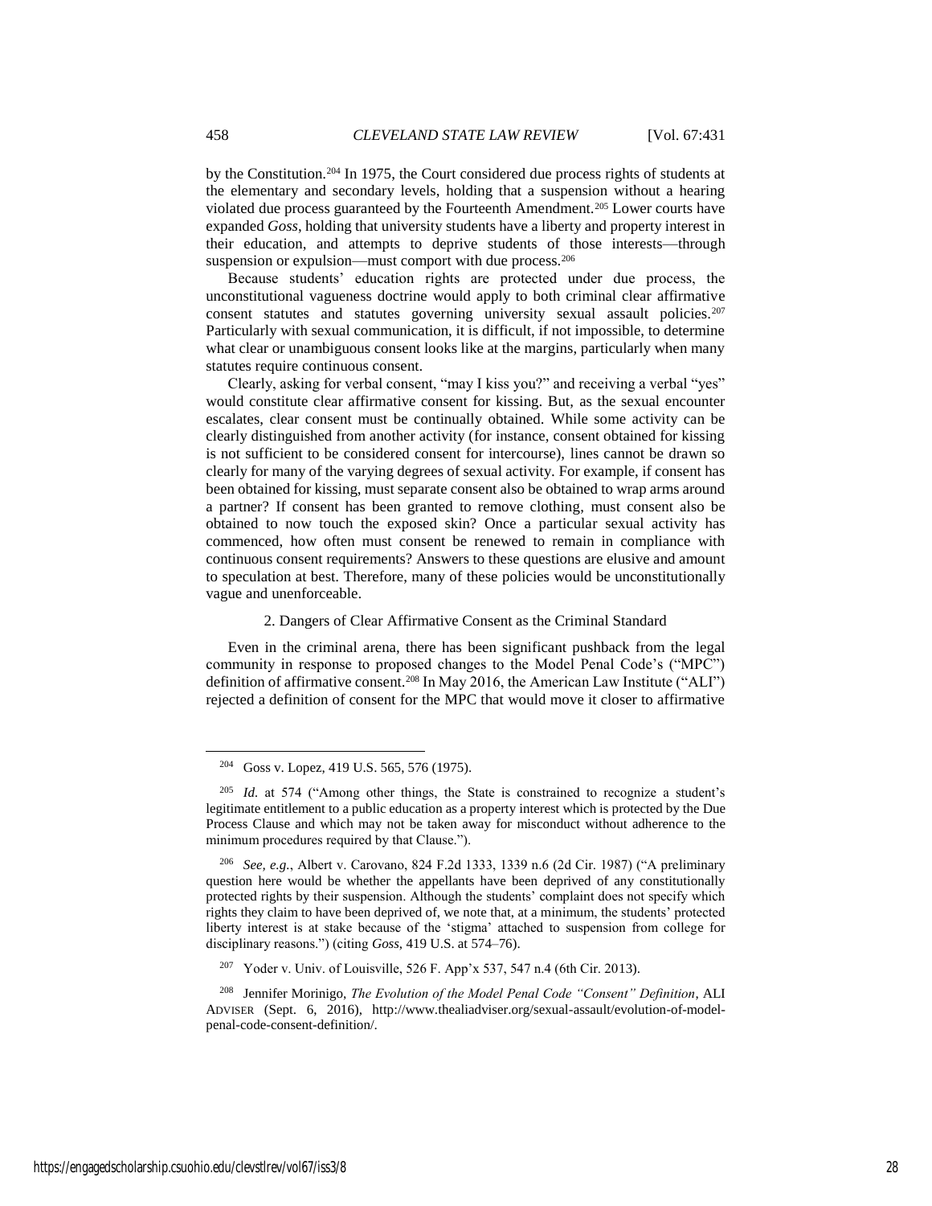by the Constitution.[204] In 1975, the Court considered due process rights of students at the elementary and secondary levels, holding that a suspension without a hearing violated due process guaranteed by the Fourteenth Amendment.[205] Lower courts have expanded *Goss*, holding that university students have a liberty and property interest in their education, and attempts to deprive students of those interests—through suspension or expulsion—must comport with due process.[206]

Because students' education rights are protected under due process, the unconstitutional vagueness doctrine would apply to both criminal clear affirmative consent statutes and statutes governing university sexual assault policies.[207] Particularly with sexual communication, it is difficult, if not impossible, to determine what clear or unambiguous consent looks like at the margins, particularly when many statutes require continuous consent.

Clearly, asking for verbal consent, "may I kiss you?" and receiving a verbal "yes" would constitute clear affirmative consent for kissing. But, as the sexual encounter escalates, clear consent must be continually obtained. While some activity can be clearly distinguished from another activity (for instance, consent obtained for kissing is not sufficient to be considered consent for intercourse), lines cannot be drawn so clearly for many of the varying degrees of sexual activity. For example, if consent has been obtained for kissing, must separate consent also be obtained to wrap arms around a partner? If consent has been granted to remove clothing, must consent also be obtained to now touch the exposed skin? Once a particular sexual activity has commenced, how often must consent be renewed to remain in compliance with continuous consent requirements? Answers to these questions are elusive and amount to speculation at best. Therefore, many of these policies would be unconstitutionally vague and unenforceable.

### 2. Dangers of Clear Affirmative Consent as the Criminal Standard

Even in the criminal arena, there has been significant pushback from the legal community in response to proposed changes to the Model Penal Code's ("MPC") definition of affirmative consent.[208] In May 2016, the American Law Institute ("ALI") rejected a definition of consent for the MPC that would move it closer to affirmative

---

[204] Goss v. Lopez, 419 U.S. 565, 576 (1975).

[205] *Id.* at 574 ("Among other things, the State is constrained to recognize a student's legitimate entitlement to a public education as a property interest which is protected by the Due Process Clause and which may not be taken away for misconduct without adherence to the minimum procedures required by that Clause.").

[206] *See, e.g.*, Albert v. Carovano, 824 F.2d 1333, 1339 n.6 (2d Cir. 1987) ("A preliminary question here would be whether the appellants have been deprived of any constitutionally protected rights by their suspension. Although the students' complaint does not specify which rights they claim to have been deprived of, we note that, at a minimum, the students' protected liberty interest is at stake because of the 'stigma' attached to suspension from college for disciplinary reasons.") (citing *Goss*, 419 U.S. at 574–76).

[207] Yoder v. Univ. of Louisville, 526 F. App'x 537, 547 n.4 (6th Cir. 2013).

[208] Jennifer Morinigo, *The Evolution of the Model Penal Code "Consent" Definition*, ALI ADVISER (Sept. 6, 2016), http://www.thealiadviser.org/sexual-assault/evolution-of-model-penal-code-consent-definition/.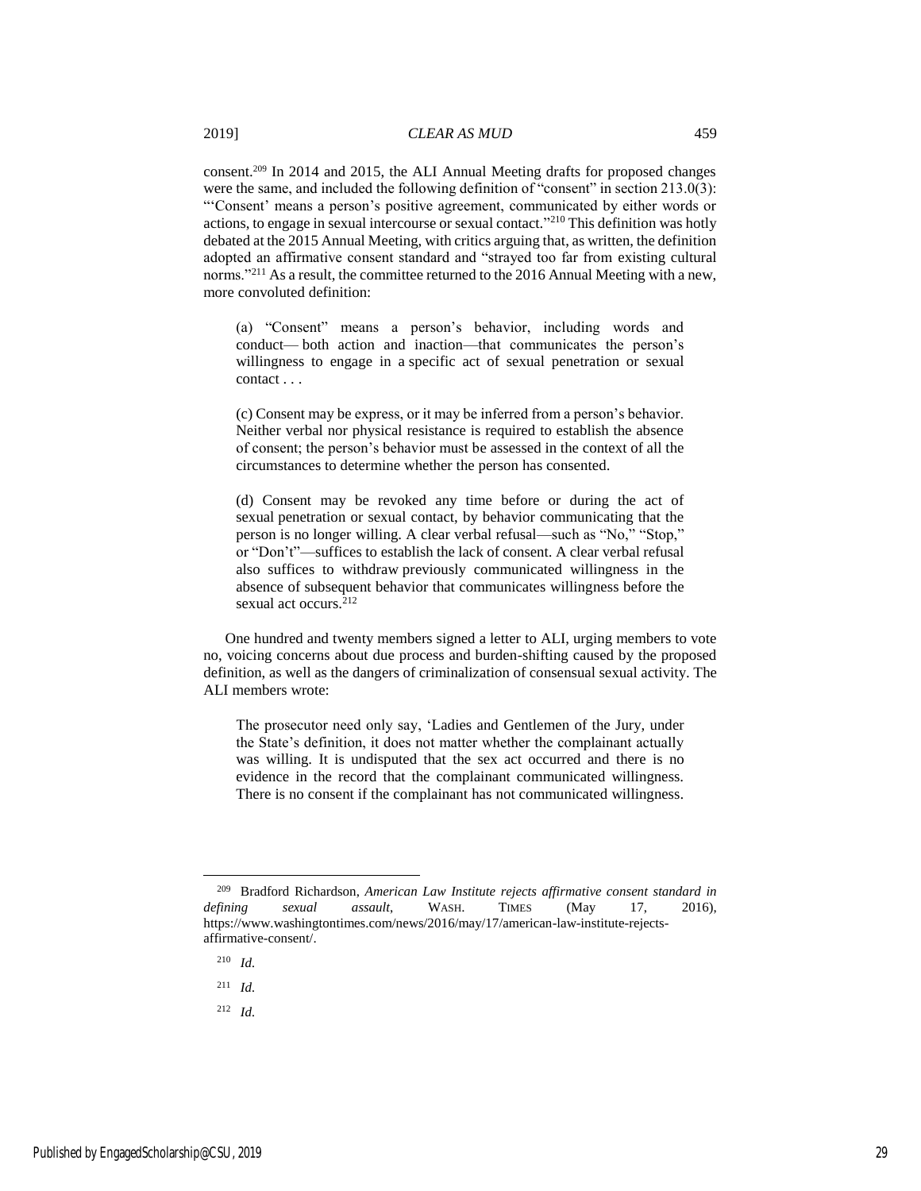consent.[209] In 2014 and 2015, the ALI Annual Meeting drafts for proposed changes were the same, and included the following definition of "consent" in section 213.0(3): "'Consent' means a person's positive agreement, communicated by either words or actions, to engage in sexual intercourse or sexual contact."[210] This definition was hotly debated at the 2015 Annual Meeting, with critics arguing that, as written, the definition adopted an affirmative consent standard and "strayed too far from existing cultural norms."[211] As a result, the committee returned to the 2016 Annual Meeting with a new, more convoluted definition:

> (a) "Consent" means a person's behavior, including words and conduct— both action and inaction—that communicates the person's willingness to engage in a specific act of sexual penetration or sexual contact . . .
>
> (c) Consent may be express, or it may be inferred from a person's behavior. Neither verbal nor physical resistance is required to establish the absence of consent; the person's behavior must be assessed in the context of all the circumstances to determine whether the person has consented.
>
> (d) Consent may be revoked any time before or during the act of sexual penetration or sexual contact, by behavior communicating that the person is no longer willing. A clear verbal refusal—such as "No," "Stop," or "Don't"—suffices to establish the lack of consent. A clear verbal refusal also suffices to withdraw previously communicated willingness in the absence of subsequent behavior that communicates willingness before the sexual act occurs.[212]

One hundred and twenty members signed a letter to ALI, urging members to vote no, voicing concerns about due process and burden-shifting caused by the proposed definition, as well as the dangers of criminalization of consensual sexual activity. The ALI members wrote:

> The prosecutor need only say, 'Ladies and Gentlemen of the Jury, under the State's definition, it does not matter whether the complainant actually was willing. It is undisputed that the sex act occurred and there is no evidence in the record that the complainant communicated willingness. There is no consent if the complainant has not communicated willingness.

---

[209] Bradford Richardson, *American Law Institute rejects affirmative consent standard in defining sexual assault*, WASH. TIMES (May 17, 2016), https://www.washingtontimes.com/news/2016/may/17/american-law-institute-rejects-affirmative-consent/.

[210] *Id.*

[211] *Id.*

[212] *Id.*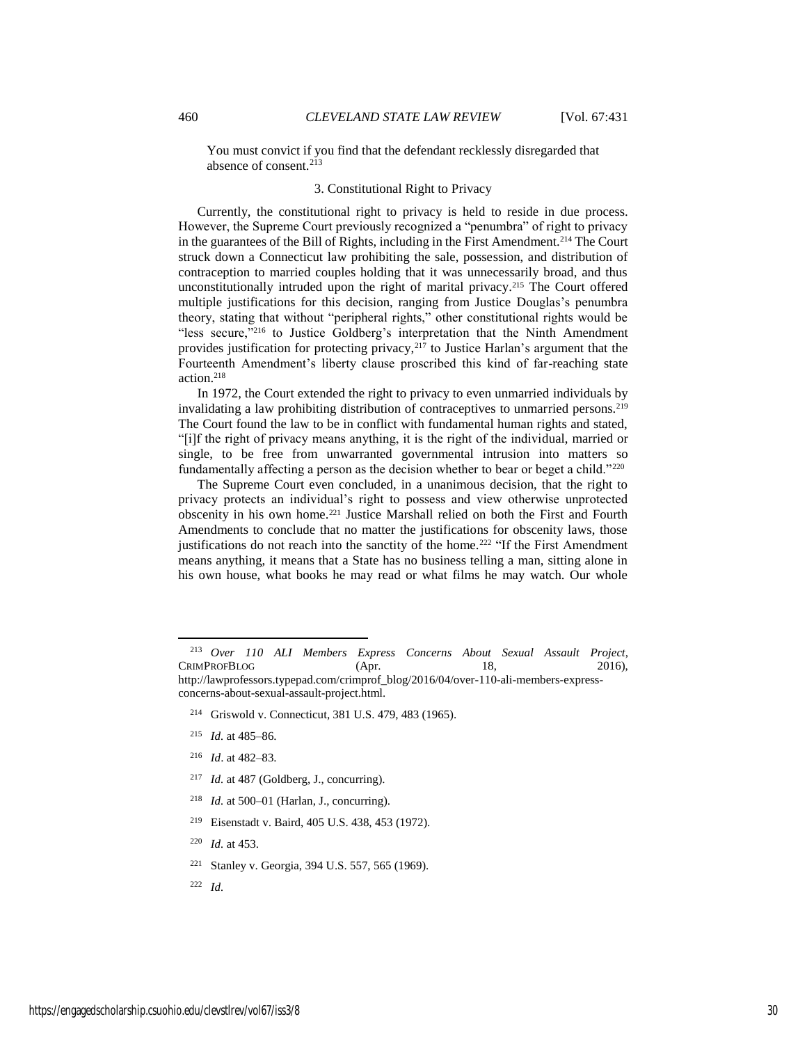You must convict if you find that the defendant recklessly disregarded that absence of consent.[213]

### 3. Constitutional Right to Privacy

Currently, the constitutional right to privacy is held to reside in due process. However, the Supreme Court previously recognized a "penumbra" of right to privacy in the guarantees of the Bill of Rights, including in the First Amendment.[214] The Court struck down a Connecticut law prohibiting the sale, possession, and distribution of contraception to married couples holding that it was unnecessarily broad, and thus unconstitutionally intruded upon the right of marital privacy.[215] The Court offered multiple justifications for this decision, ranging from Justice Douglas's penumbra theory, stating that without "peripheral rights," other constitutional rights would be "less secure,"[216] to Justice Goldberg's interpretation that the Ninth Amendment provides justification for protecting privacy,[217] to Justice Harlan's argument that the Fourteenth Amendment's liberty clause proscribed this kind of far-reaching state action.[218]

In 1972, the Court extended the right to privacy to even unmarried individuals by invalidating a law prohibiting distribution of contraceptives to unmarried persons.[219] The Court found the law to be in conflict with fundamental human rights and stated, "[i]f the right of privacy means anything, it is the right of the individual, married or single, to be free from unwarranted governmental intrusion into matters so fundamentally affecting a person as the decision whether to bear or beget a child."[220]

The Supreme Court even concluded, in a unanimous decision, that the right to privacy protects an individual's right to possess and view otherwise unprotected obscenity in his own home.[221] Justice Marshall relied on both the First and Fourth Amendments to conclude that no matter the justifications for obscenity laws, those justifications do not reach into the sanctity of the home.[222] "If the First Amendment means anything, it means that a State has no business telling a man, sitting alone in his own house, what books he may read or what films he may watch. Our whole

---

[213] *Over 110 ALI Members Express Concerns About Sexual Assault Project*, CRIMPROFBLOG (Apr. 18, 2016), http://lawprofessors.typepad.com/crimprof_blog/2016/04/over-110-ali-members-express-concerns-about-sexual-assault-project.html.

[214] Griswold v. Connecticut, 381 U.S. 479, 483 (1965).

[215] *Id.* at 485–86.

[216] *Id*. at 482–83.

[217] *Id.* at 487 (Goldberg, J., concurring).

[218] *Id.* at 500–01 (Harlan, J., concurring).

[219] Eisenstadt v. Baird, 405 U.S. 438, 453 (1972).

[220] *Id.* at 453.

[221] Stanley v. Georgia, 394 U.S. 557, 565 (1969).

[222] *Id.*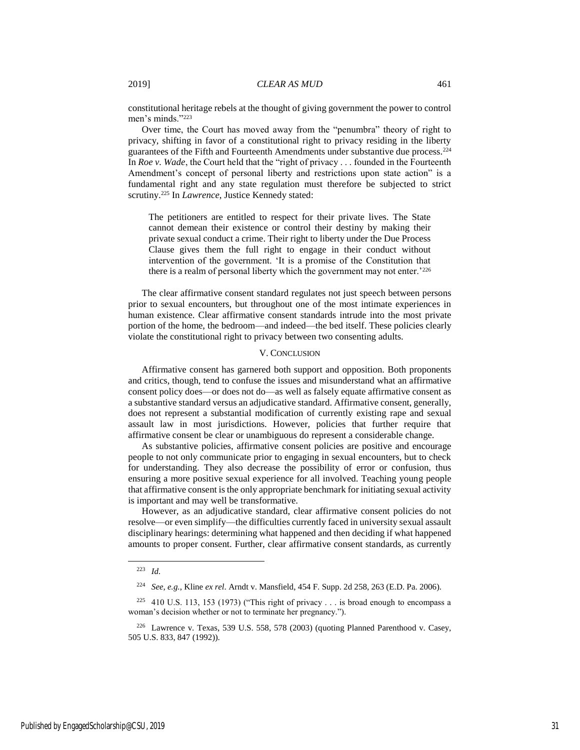constitutional heritage rebels at the thought of giving government the power to control men's minds."[223]

Over time, the Court has moved away from the "penumbra" theory of right to privacy, shifting in favor of a constitutional right to privacy residing in the liberty guarantees of the Fifth and Fourteenth Amendments under substantive due process.[224] In *Roe v. Wade*, the Court held that the "right of privacy . . . founded in the Fourteenth Amendment's concept of personal liberty and restrictions upon state action" is a fundamental right and any state regulation must therefore be subjected to strict scrutiny.[225] In *Lawrence*, Justice Kennedy stated:

> The petitioners are entitled to respect for their private lives. The State cannot demean their existence or control their destiny by making their private sexual conduct a crime. Their right to liberty under the Due Process Clause gives them the full right to engage in their conduct without intervention of the government. 'It is a promise of the Constitution that there is a realm of personal liberty which the government may not enter.'[226]

The clear affirmative consent standard regulates not just speech between persons prior to sexual encounters, but throughout one of the most intimate experiences in human existence. Clear affirmative consent standards intrude into the most private portion of the home, the bedroom—and indeed—the bed itself. These policies clearly violate the constitutional right to privacy between two consenting adults.

## V. CONCLUSION

Affirmative consent has garnered both support and opposition. Both proponents and critics, though, tend to confuse the issues and misunderstand what an affirmative consent policy does—or does not do—as well as falsely equate affirmative consent as a substantive standard versus an adjudicative standard. Affirmative consent, generally, does not represent a substantial modification of currently existing rape and sexual assault law in most jurisdictions. However, policies that further require that affirmative consent be clear or unambiguous do represent a considerable change.

As substantive policies, affirmative consent policies are positive and encourage people to not only communicate prior to engaging in sexual encounters, but to check for understanding. They also decrease the possibility of error or confusion, thus ensuring a more positive sexual experience for all involved. Teaching young people that affirmative consent is the only appropriate benchmark for initiating sexual activity is important and may well be transformative.

However, as an adjudicative standard, clear affirmative consent policies do not resolve—or even simplify—the difficulties currently faced in university sexual assault disciplinary hearings: determining what happened and then deciding if what happened amounts to proper consent. Further, clear affirmative consent standards, as currently

---

[223] *Id.*

[224] *See, e.g.*, Kline *ex rel.* Arndt v. Mansfield, 454 F. Supp. 2d 258, 263 (E.D. Pa. 2006).

[225] 410 U.S. 113, 153 (1973) ("This right of privacy . . . is broad enough to encompass a woman's decision whether or not to terminate her pregnancy.").

[226] Lawrence v. Texas, 539 U.S. 558, 578 (2003) (quoting Planned Parenthood v. Casey, 505 U.S. 833, 847 (1992)).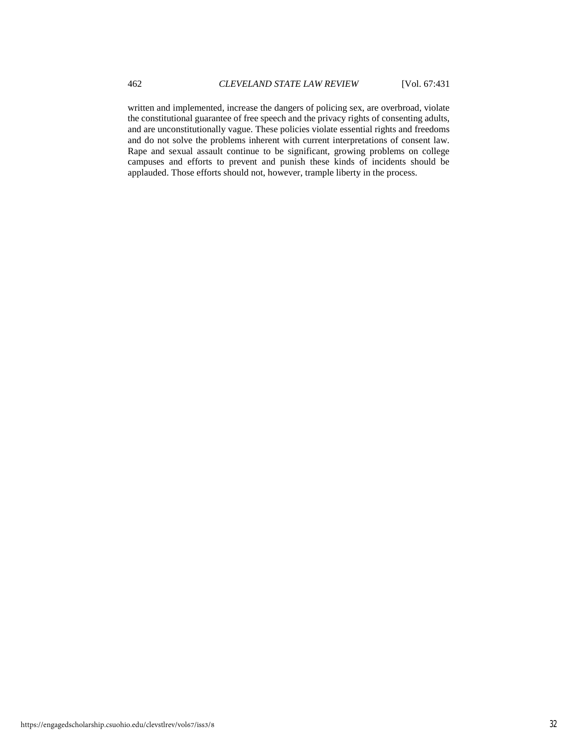written and implemented, increase the dangers of policing sex, are overbroad, violate the constitutional guarantee of free speech and the privacy rights of consenting adults, and are unconstitutionally vague. These policies violate essential rights and freedoms and do not solve the problems inherent with current interpretations of consent law. Rape and sexual assault continue to be significant, growing problems on college campuses and efforts to prevent and punish these kinds of incidents should be applauded. Those efforts should not, however, trample liberty in the process.